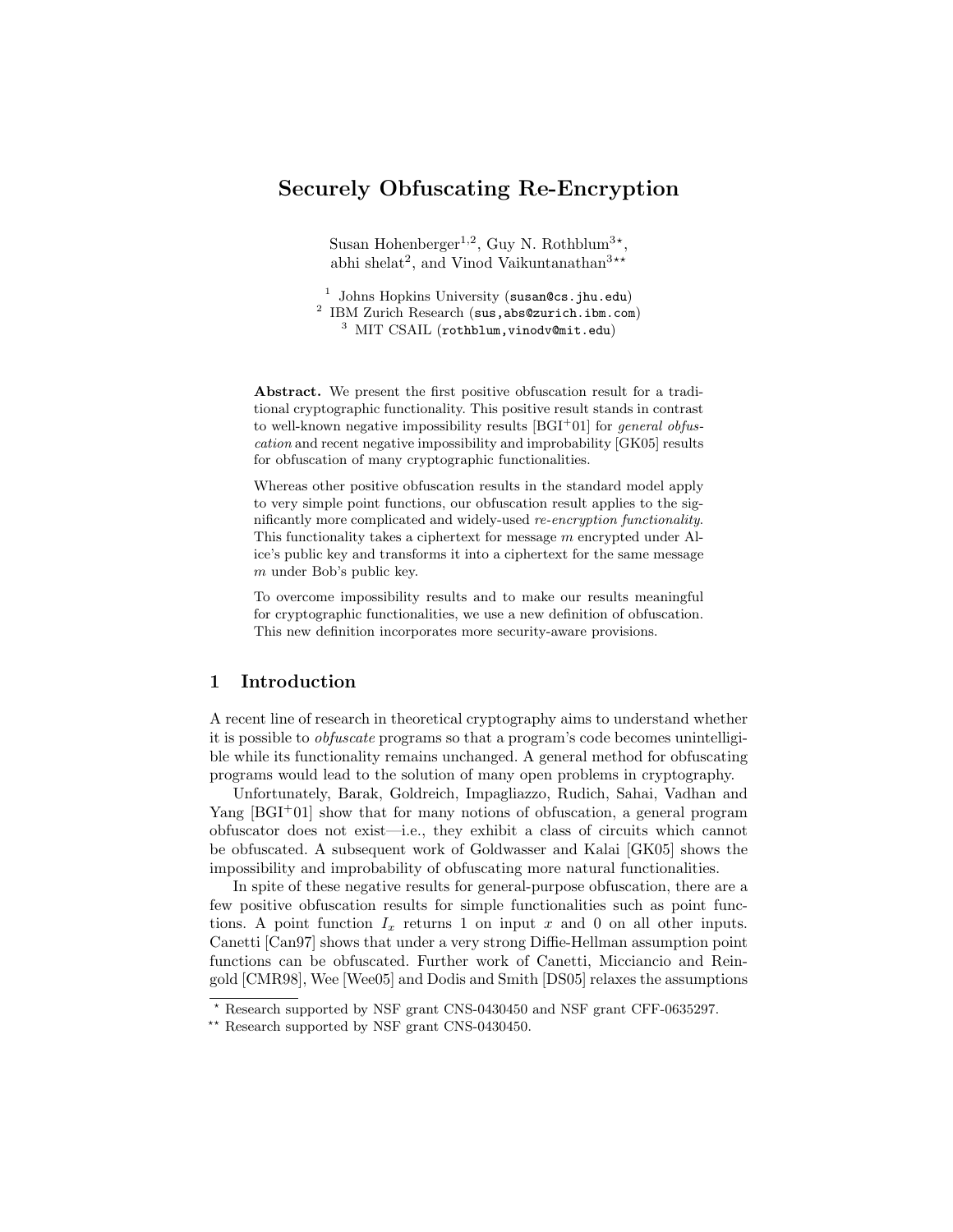# Securely Obfuscating Re-Encryption

Susan Hohenberger[1,2], Guy N. Rothblum[3*],
abhi shelat[2], and Vinod Vaikuntanathan[3**]

[1] Johns Hopkins University (susan@cs.jhu.edu)
[2] IBM Zurich Research (sus,abs@zurich.ibm.com)
[3] MIT CSAIL (rothblum,vinodv@mit.edu)

**Abstract.** We present the first positive obfuscation result for a traditional cryptographic functionality. This positive result stands in contrast to well-known negative impossibility results [BGI+01] for *general obfuscation* and recent negative impossibility and improbability [GK05] results for obfuscation of many cryptographic functionalities.

Whereas other positive obfuscation results in the standard model apply to very simple point functions, our obfuscation result applies to the significantly more complicated and widely-used *re-encryption functionality*. This functionality takes a ciphertext for message $m$ encrypted under Alice's public key and transforms it into a ciphertext for the same message $m$ under Bob's public key.

To overcome impossibility results and to make our results meaningful for cryptographic functionalities, we use a new definition of obfuscation. This new definition incorporates more security-aware provisions.

## 1 Introduction

A recent line of research in theoretical cryptography aims to understand whether it is possible to *obfuscate* programs so that a program's code becomes unintelligible while its functionality remains unchanged. A general method for obfuscating programs would lead to the solution of many open problems in cryptography.

Unfortunately, Barak, Goldreich, Impagliazzo, Rudich, Sahai, Vadhan and Yang [BGI+01] show that for many notions of obfuscation, a general program obfuscator does not exist—i.e., they exhibit a class of circuits which cannot be obfuscated. A subsequent work of Goldwasser and Kalai [GK05] shows the impossibility and improbability of obfuscating more natural functionalities.

In spite of these negative results for general-purpose obfuscation, there are a few positive obfuscation results for simple functionalities such as point functions. A point function $I_x$ returns 1 on input $x$ and 0 on all other inputs. Canetti [Can97] shows that under a very strong Diffie-Hellman assumption point functions can be obfuscated. Further work of Canetti, Micciancio and Reingold [CMR98], Wee [Wee05] and Dodis and Smith [DS05] relaxes the assumptions

* Research supported by NSF grant CNS-0430450 and NSF grant CFF-0635297.

** Research supported by NSF grant CNS-0430450.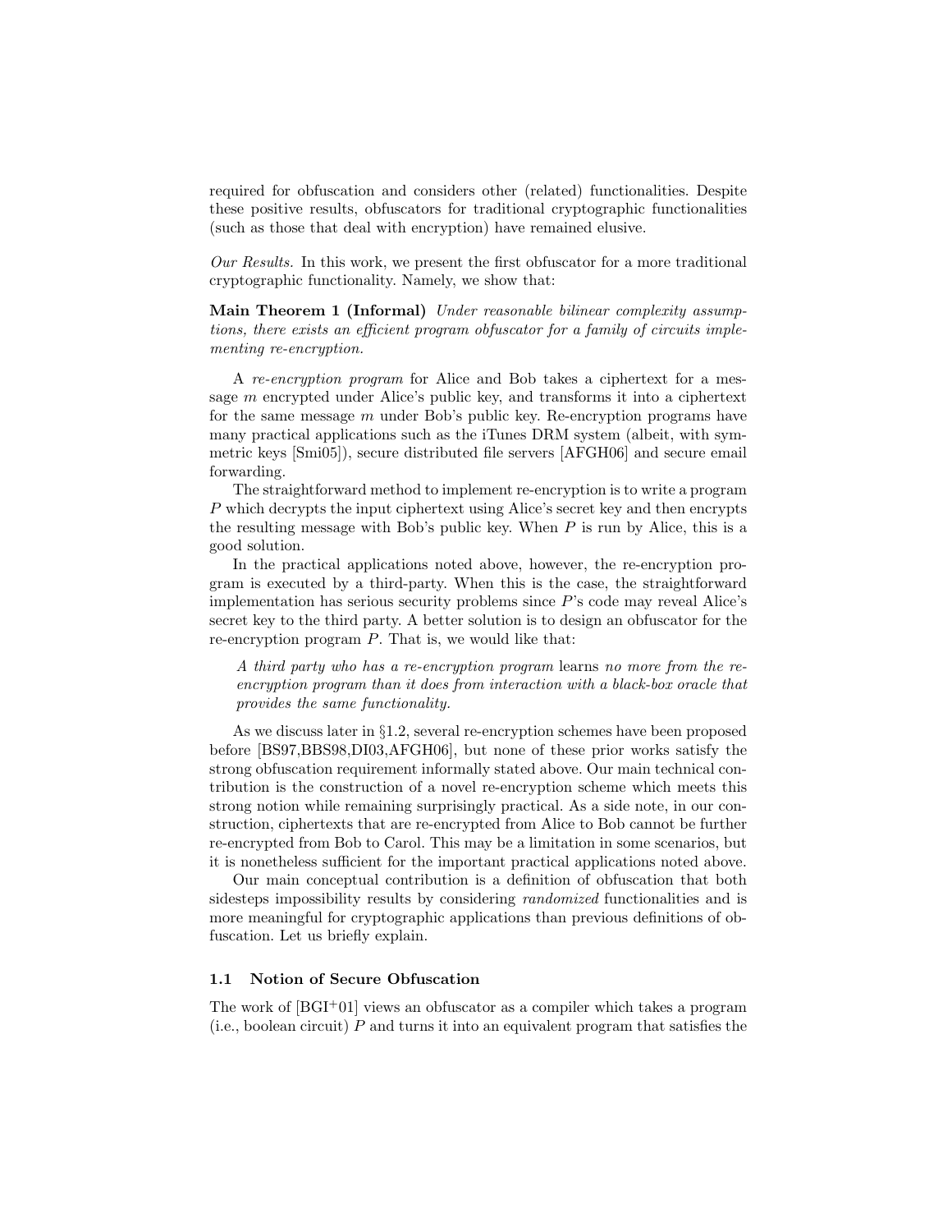required for obfuscation and considers other (related) functionalities. Despite these positive results, obfuscators for traditional cryptographic functionalities (such as those that deal with encryption) have remained elusive.

*Our Results.* In this work, we present the first obfuscator for a more traditional cryptographic functionality. Namely, we show that:

**Main Theorem 1 (Informal)** *Under reasonable bilinear complexity assumptions, there exists an efficient program obfuscator for a family of circuits implementing re-encryption.*

A *re-encryption program* for Alice and Bob takes a ciphertext for a message $m$ encrypted under Alice's public key, and transforms it into a ciphertext for the same message $m$ under Bob's public key. Re-encryption programs have many practical applications such as the iTunes DRM system (albeit, with symmetric keys [Smi05]), secure distributed file servers [AFGH06] and secure email forwarding.

The straightforward method to implement re-encryption is to write a program $P$ which decrypts the input ciphertext using Alice's secret key and then encrypts the resulting message with Bob's public key. When $P$ is run by Alice, this is a good solution.

In the practical applications noted above, however, the re-encryption program is executed by a third-party. When this is the case, the straightforward implementation has serious security problems since $P$'s code may reveal Alice's secret key to the third party. A better solution is to design an obfuscator for the re-encryption program $P$. That is, we would like that:

> *A third party who has a re-encryption program* learns *no more from the re-encryption program than it does from interaction with a black-box oracle that provides the same functionality.*

As we discuss later in §1.2, several re-encryption schemes have been proposed before [BS97,BBS98,DI03,AFGH06], but none of these prior works satisfy the strong obfuscation requirement informally stated above. Our main technical contribution is the construction of a novel re-encryption scheme which meets this strong notion while remaining surprisingly practical. As a side note, in our construction, ciphertexts that are re-encrypted from Alice to Bob cannot be further re-encrypted from Bob to Carol. This may be a limitation in some scenarios, but it is nonetheless sufficient for the important practical applications noted above.

Our main conceptual contribution is a definition of obfuscation that both sidesteps impossibility results by considering *randomized* functionalities and is more meaningful for cryptographic applications than previous definitions of obfuscation. Let us briefly explain.

### 1.1 Notion of Secure Obfuscation

The work of [BGI+01] views an obfuscator as a compiler which takes a program (i.e., boolean circuit) $P$ and turns it into an equivalent program that satisfies the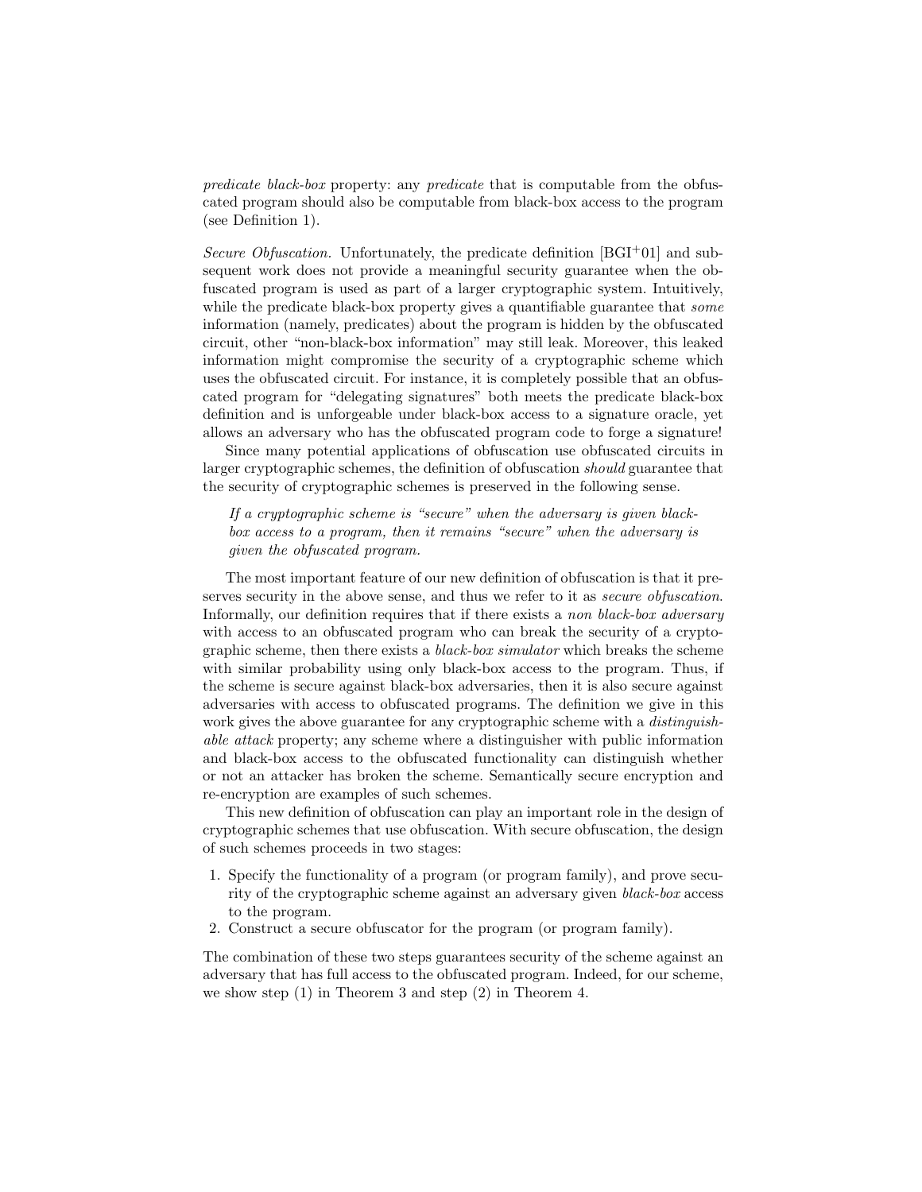*predicate black-box* property: any *predicate* that is computable from the obfuscated program should also be computable from black-box access to the program (see Definition 1).

*Secure Obfuscation.* Unfortunately, the predicate definition [BGI+01] and subsequent work does not provide a meaningful security guarantee when the obfuscated program is used as part of a larger cryptographic system. Intuitively, while the predicate black-box property gives a quantifiable guarantee that *some* information (namely, predicates) about the program is hidden by the obfuscated circuit, other "non-black-box information" may still leak. Moreover, this leaked information might compromise the security of a cryptographic scheme which uses the obfuscated circuit. For instance, it is completely possible that an obfuscated program for "delegating signatures" both meets the predicate black-box definition and is unforgeable under black-box access to a signature oracle, yet allows an adversary who has the obfuscated program code to forge a signature!

Since many potential applications of obfuscation use obfuscated circuits in larger cryptographic schemes, the definition of obfuscation *should* guarantee that the security of cryptographic schemes is preserved in the following sense.

> *If a cryptographic scheme is "secure" when the adversary is given black-box access to a program, then it remains "secure" when the adversary is given the obfuscated program.*

The most important feature of our new definition of obfuscation is that it preserves security in the above sense, and thus we refer to it as *secure obfuscation*. Informally, our definition requires that if there exists a *non black-box adversary* with access to an obfuscated program who can break the security of a cryptographic scheme, then there exists a *black-box simulator* which breaks the scheme with similar probability using only black-box access to the program. Thus, if the scheme is secure against black-box adversaries, then it is also secure against adversaries with access to obfuscated programs. The definition we give in this work gives the above guarantee for any cryptographic scheme with a *distinguishable attack* property; any scheme where a distinguisher with public information and black-box access to the obfuscated functionality can distinguish whether or not an attacker has broken the scheme. Semantically secure encryption and re-encryption are examples of such schemes.

This new definition of obfuscation can play an important role in the design of cryptographic schemes that use obfuscation. With secure obfuscation, the design of such schemes proceeds in two stages:

1. Specify the functionality of a program (or program family), and prove security of the cryptographic scheme against an adversary given *black-box* access to the program.
2. Construct a secure obfuscator for the program (or program family).

The combination of these two steps guarantees security of the scheme against an adversary that has full access to the obfuscated program. Indeed, for our scheme, we show step (1) in Theorem 3 and step (2) in Theorem 4.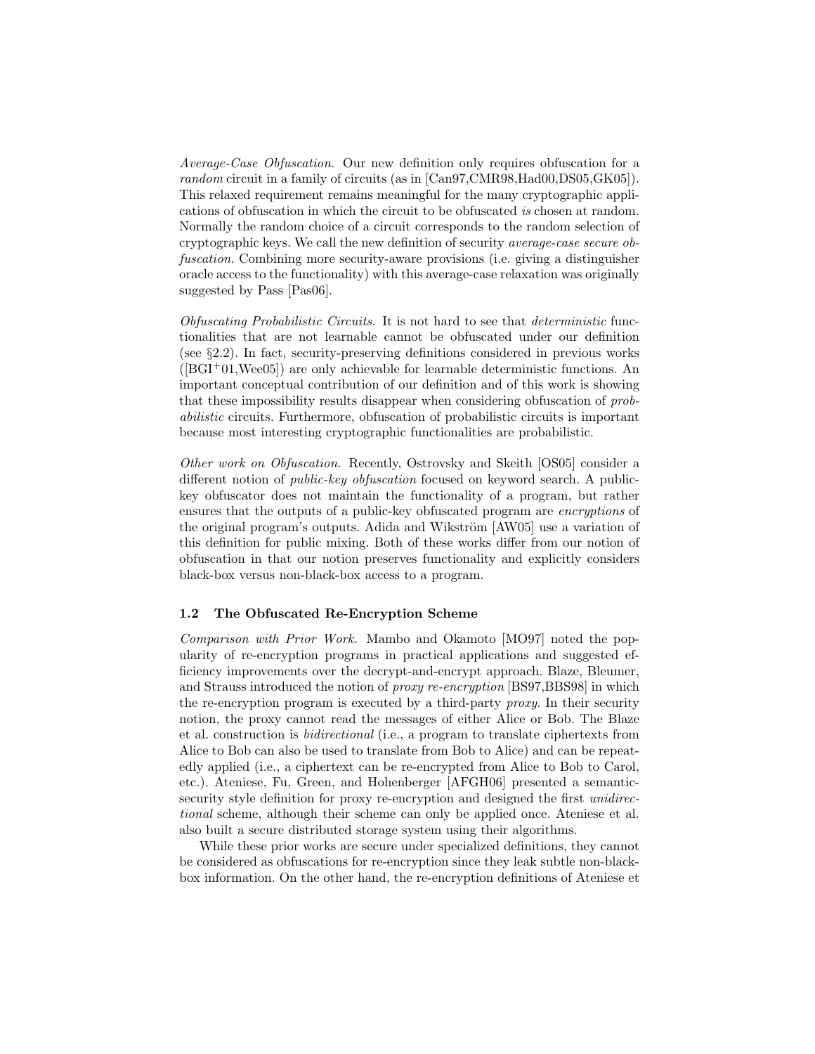*Average-Case Obfuscation.* Our new definition only requires obfuscation for a *random* circuit in a family of circuits (as in [Can97,CMR98,Had00,DS05,GK05]). This relaxed requirement remains meaningful for the many cryptographic applications of obfuscation in which the circuit to be obfuscated *is* chosen at random. Normally the random choice of a circuit corresponds to the random selection of cryptographic keys. We call the new definition of security *average-case secure obfuscation*. Combining more security-aware provisions (i.e. giving a distinguisher oracle access to the functionality) with this average-case relaxation was originally suggested by Pass [Pas06].

*Obfuscating Probabilistic Circuits.* It is not hard to see that *deterministic* functionalities that are not learnable cannot be obfuscated under our definition (see §2.2). In fact, security-preserving definitions considered in previous works ([BGI+01,Wee05]) are only achievable for learnable deterministic functions. An important conceptual contribution of our definition and of this work is showing that these impossibility results disappear when considering obfuscation of *probabilistic* circuits. Furthermore, obfuscation of probabilistic circuits is important because most interesting cryptographic functionalities are probabilistic.

*Other work on Obfuscation.* Recently, Ostrovsky and Skeith [OS05] consider a different notion of *public-key obfuscation* focused on keyword search. A public-key obfuscator does not maintain the functionality of a program, but rather ensures that the outputs of a public-key obfuscated program are *encryptions* of the original program's outputs. Adida and Wikström [AW05] use a variation of this definition for public mixing. Both of these works differ from our notion of obfuscation in that our notion preserves functionality and explicitly considers black-box versus non-black-box access to a program.

### 1.2 The Obfuscated Re-Encryption Scheme

*Comparison with Prior Work.* Mambo and Okamoto [MO97] noted the popularity of re-encryption programs in practical applications and suggested efficiency improvements over the decrypt-and-encrypt approach. Blaze, Bleumer, and Strauss introduced the notion of *proxy re-encryption* [BS97,BBS98] in which the re-encryption program is executed by a third-party *proxy*. In their security notion, the proxy cannot read the messages of either Alice or Bob. The Blaze et al. construction is *bidirectional* (i.e., a program to translate ciphertexts from Alice to Bob can also be used to translate from Bob to Alice) and can be repeatedly applied (i.e., a ciphertext can be re-encrypted from Alice to Bob to Carol, etc.). Ateniese, Fu, Green, and Hohenberger [AFGH06] presented a semantic-security style definition for proxy re-encryption and designed the first *unidirectional* scheme, although their scheme can only be applied once. Ateniese et al. also built a secure distributed storage system using their algorithms.

While these prior works are secure under specialized definitions, they cannot be considered as obfuscations for re-encryption since they leak subtle non-black-box information. On the other hand, the re-encryption definitions of Ateniese et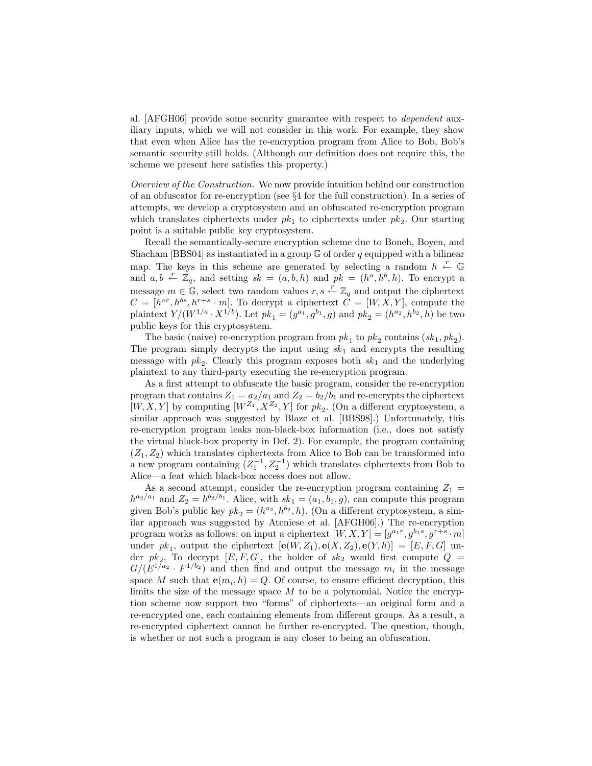al. [AFGH06] provide some security guarantee with respect to *dependent* auxiliary inputs, which we will not consider in this work. For example, they show that even when Alice has the re-encryption program from Alice to Bob, Bob's semantic security still holds. (Although our definition does not require this, the scheme we present here satisfies this property.)

*Overview of the Construction.* We now provide intuition behind our construction of an obfuscator for re-encryption (see §4 for the full construction). In a series of attempts, we develop a cryptosystem and an obfuscated re-encryption program which translates ciphertexts under $pk_1$ to ciphertexts under $pk_2$. Our starting point is a suitable public key cryptosystem.

Recall the semantically-secure encryption scheme due to Boneh, Boyen, and Shacham [BBS04] as instantiated in a group $\mathbb{G}$ of order $q$ equipped with a bilinear map. The keys in this scheme are generated by selecting a random $h \xleftarrow{r} \mathbb{G}$ and $a, b \xleftarrow{r} \mathbb{Z}_q$, and setting $sk = (a, b, h)$ and $pk = (h^a, h^b, h)$. To encrypt a message $m \in \mathbb{G}$, select two random values $r, s \xleftarrow{r} \mathbb{Z}_q$ and output the ciphertext $C = [h^{ar}, h^{bs}, h^{r+s} \cdot m]$. To decrypt a ciphertext $C = [W, X, Y]$, compute the plaintext $Y/(W^{1/a} \cdot X^{1/b})$. Let $pk_1 = (g^{a_1}, g^{b_1}, g)$ and $pk_2 = (h^{a_2}, h^{b_2}, h)$ be two public keys for this cryptosystem.

The basic (naive) re-encryption program from $pk_1$ to $pk_2$ contains $(sk_1, pk_2)$. The program simply decrypts the input using $sk_1$ and encrypts the resulting message with $pk_2$. Clearly this program exposes both $sk_1$ and the underlying plaintext to any third-party executing the re-encryption program.

As a first attempt to obfuscate the basic program, consider the re-encryption program that contains $Z_1 = a_2/a_1$ and $Z_2 = b_2/b_1$ and re-encrypts the ciphertext $[W, X, Y]$ by computing $[W^{Z_1}, X^{Z_2}, Y]$ for $pk_2$. (On a different cryptosystem, a similar approach was suggested by Blaze et al. [BBS98].) Unfortunately, this re-encryption program leaks non-black-box information (i.e., does not satisfy the virtual black-box property in Def. 2). For example, the program containing $(Z_1, Z_2)$ which translates ciphertexts from Alice to Bob can be transformed into a new program containing $(Z_1^{-1}, Z_2^{-1})$ which translates ciphertexts from Bob to Alice—a feat which black-box access does not allow.

As a second attempt, consider the re-encryption program containing $Z_1 = h^{a_2/a_1}$ and $Z_2 = h^{b_2/b_1}$. Alice, with $sk_1 = (a_1, b_1, g)$, can compute this program given Bob's public key $pk_2 = (h^{a_2}, h^{b_2}, h)$. (On a different cryptosystem, a similar approach was suggested by Ateniese et al. [AFGH06].) The re-encryption program works as follows: on input a ciphertext $[W, X, Y] = [g^{a_1 r}, g^{b_1 s}, g^{r+s} \cdot m]$ under $pk_1$, output the ciphertext $[\mathbf{e}(W, Z_1), \mathbf{e}(X, Z_2), \mathbf{e}(Y, h)] = [E, F, G]$ under $pk_2$. To decrypt $[E, F, G]$, the holder of $sk_2$ would first compute $Q = G/(E^{1/a_2} \cdot F^{1/b_2})$ and then find and output the message $m_i$ in the message space $M$ such that $\mathbf{e}(m_i, h) = Q$. Of course, to ensure efficient decryption, this limits the size of the message space $M$ to be a polynomial. Notice the encryption scheme now support two "forms" of ciphertexts—an original form and a re-encrypted one, each containing elements from different groups. As a result, a re-encrypted ciphertext cannot be further re-encrypted. The question, though, is whether or not such a program is any closer to being an obfuscation.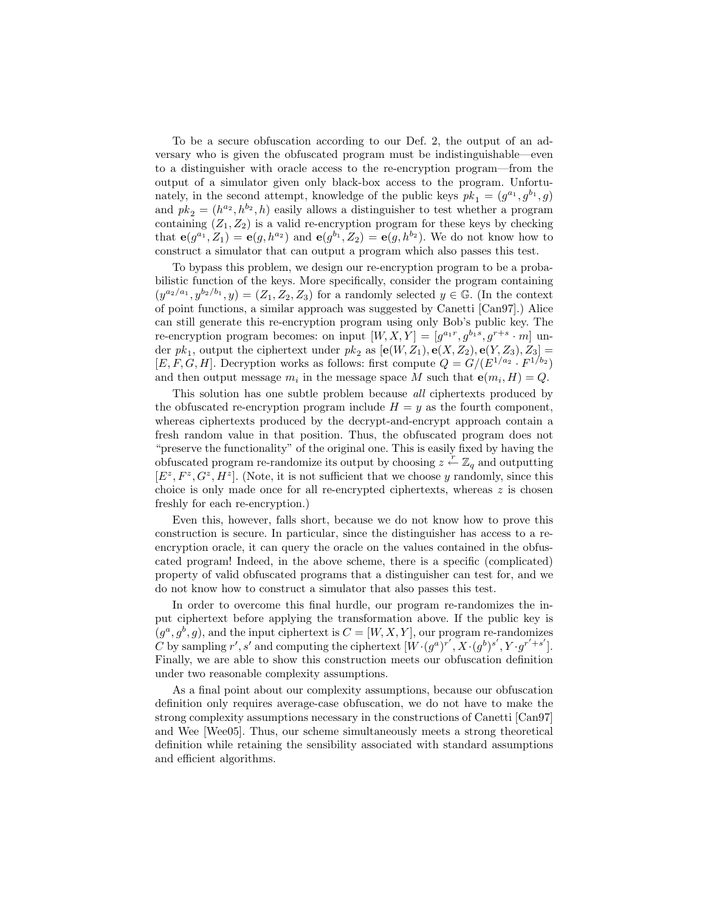To be a secure obfuscation according to our Def. 2, the output of an adversary who is given the obfuscated program must be indistinguishable—even to a distinguisher with oracle access to the re-encryption program—from the output of a simulator given only black-box access to the program. Unfortunately, in the second attempt, knowledge of the public keys $pk_1 = (g^{a_1}, g^{b_1}, g)$ and $pk_2 = (h^{a_2}, h^{b_2}, h)$ easily allows a distinguisher to test whether a program containing $(Z_1, Z_2)$ is a valid re-encryption program for these keys by checking that $\mathbf{e}(g^{a_1}, Z_1) = \mathbf{e}(g, h^{a_2})$ and $\mathbf{e}(g^{b_1}, Z_2) = \mathbf{e}(g, h^{b_2})$. We do not know how to construct a simulator that can output a program which also passes this test.

To bypass this problem, we design our re-encryption program to be a probabilistic function of the keys. More specifically, consider the program containing $(y^{a_2/a_1}, y^{b_2/b_1}, y) = (Z_1, Z_2, Z_3)$ for a randomly selected $y \in \mathbb{G}$. (In the context of point functions, a similar approach was suggested by Canetti [Can97].) Alice can still generate this re-encryption program using only Bob's public key. The re-encryption program becomes: on input $[W, X, Y] = [g^{a_1 r}, g^{b_1 s}, g^{r+s} \cdot m]$ under $pk_1$, output the ciphertext under $pk_2$ as $[\mathbf{e}(W, Z_1), \mathbf{e}(X, Z_2), \mathbf{e}(Y, Z_3), Z_3] = [E, F, G, H]$. Decryption works as follows: first compute $Q = G/(E^{1/a_2} \cdot F^{1/b_2})$ and then output message $m_i$ in the message space $M$ such that $\mathbf{e}(m_i, H) = Q$.

This solution has one subtle problem because *all* ciphertexts produced by the obfuscated re-encryption program include $H = y$ as the fourth component, whereas ciphertexts produced by the decrypt-and-encrypt approach contain a fresh random value in that position. Thus, the obfuscated program does not "preserve the functionality" of the original one. This is easily fixed by having the obfuscated program re-randomize its output by choosing $z \xleftarrow{r} \mathbb{Z}_q$ and outputting $[E^z, F^z, G^z, H^z]$. (Note, it is not sufficient that we choose $y$ randomly, since this choice is only made once for all re-encrypted ciphertexts, whereas $z$ is chosen freshly for each re-encryption.)

Even this, however, falls short, because we do not know how to prove this construction is secure. In particular, since the distinguisher has access to a re-encryption oracle, it can query the oracle on the values contained in the obfuscated program! Indeed, in the above scheme, there is a specific (complicated) property of valid obfuscated programs that a distinguisher can test for, and we do not know how to construct a simulator that also passes this test.

In order to overcome this final hurdle, our program re-randomizes the input ciphertext before applying the transformation above. If the public key is $(g^a, g^b, g)$, and the input ciphertext is $C = [W, X, Y]$, our program re-randomizes $C$ by sampling $r', s'$ and computing the ciphertext $[W \cdot (g^a)^{r'}, X \cdot (g^b)^{s'}, Y \cdot g^{r'+s'}]$. Finally, we are able to show this construction meets our obfuscation definition under two reasonable complexity assumptions.

As a final point about our complexity assumptions, because our obfuscation definition only requires average-case obfuscation, we do not have to make the strong complexity assumptions necessary in the constructions of Canetti [Can97] and Wee [Wee05]. Thus, our scheme simultaneously meets a strong theoretical definition while retaining the sensibility associated with standard assumptions and efficient algorithms.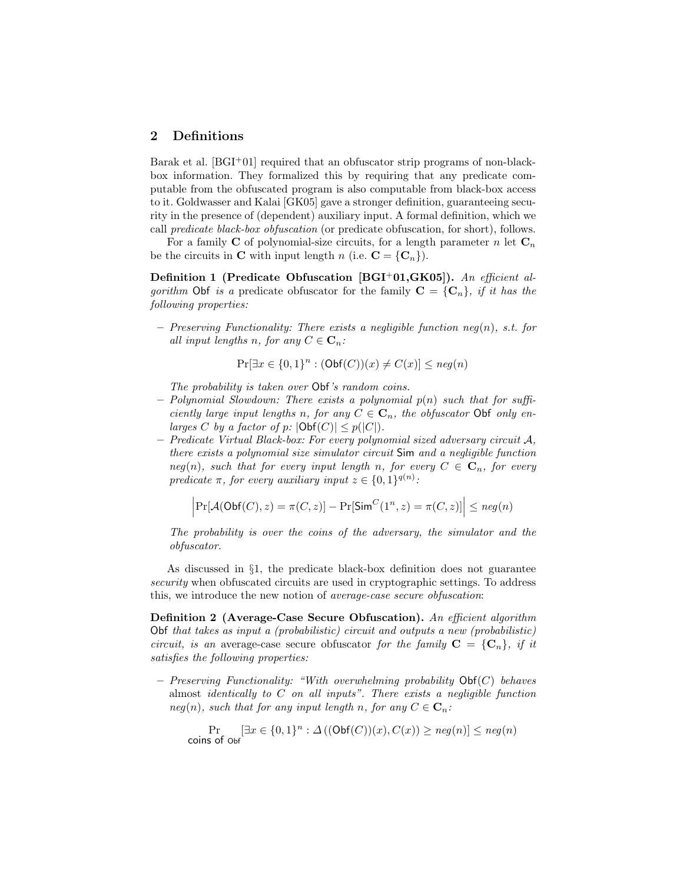## 2 Definitions

Barak et al. [BGI[+]01] required that an obfuscator strip programs of non-black-box information. They formalized this by requiring that any predicate computable from the obfuscated program is also computable from black-box access to it. Goldwasser and Kalai [GK05] gave a stronger definition, guaranteeing security in the presence of (dependent) auxiliary input. A formal definition, which we call *predicate black-box obfuscation* (or predicate obfuscation, for short), follows.

For a family $\mathbf{C}$ of polynomial-size circuits, for a length parameter $n$ let $\mathbf{C}_n$ be the circuits in $\mathbf{C}$ with input length $n$ (i.e. $\mathbf{C} = \{\mathbf{C}_n\}$).

**Definition 1 (Predicate Obfuscation [BGI[+]01,GK05]).** *An efficient algorithm* $\mathsf{Obf}$ *is a* predicate obfuscator *for the family* $\mathbf{C} = \{\mathbf{C}_n\}$*, if it has the following properties:*

- *Preserving Functionality: There exists a negligible function* $neg(n)$*, s.t. for all input lengths* $n$*, for any* $C \in \mathbf{C}_n$*:*

$$\Pr[\exists x \in \{0,1\}^n : (\mathsf{Obf}(C))(x) \neq C(x)] \leq neg(n)$$

  *The probability is taken over* $\mathsf{Obf}$*'s random coins.*
- *Polynomial Slowdown: There exists a polynomial* $p(n)$ *such that for sufficiently large input lengths* $n$*, for any* $C \in \mathbf{C}_n$*, the obfuscator* $\mathsf{Obf}$ *only enlarges* $C$ *by a factor of* $p$*:* $|\mathsf{Obf}(C)| \leq p(|C|)$.
- *Predicate Virtual Black-box: For every polynomial sized adversary circuit* $\mathcal{A}$*, there exists a polynomial size simulator circuit* $\mathsf{Sim}$ *and a negligible function* $neg(n)$*, such that for every input length* $n$*, for every* $C \in \mathbf{C}_n$*, for every predicate* $\pi$*, for every auxiliary input* $z \in \{0,1\}^{q(n)}$*:*

$$\left|\Pr[\mathcal{A}(\mathsf{Obf}(C), z) = \pi(C, z)] - \Pr[\mathsf{Sim}^C(1^n, z) = \pi(C, z)]\right| \leq neg(n)$$

  *The probability is over the coins of the adversary, the simulator and the obfuscator.*

As discussed in §1, the predicate black-box definition does not guarantee *security* when obfuscated circuits are used in cryptographic settings. To address this, we introduce the new notion of *average-case secure obfuscation*:

**Definition 2 (Average-Case Secure Obfuscation).** *An efficient algorithm* $\mathsf{Obf}$ *that takes as input a (probabilistic) circuit and outputs a new (probabilistic) circuit, is an* average-case secure obfuscator *for the family* $\mathbf{C} = \{\mathbf{C}_n\}$*, if it satisfies the following properties:*

- *Preserving Functionality: "With overwhelming probability* $\mathsf{Obf}(C)$ *behaves* almost *identically to* $C$ *on all inputs". There exists a negligible function* $neg(n)$*, such that for any input length* $n$*, for any* $C \in \mathbf{C}_n$*:*

$$\Pr_{\text{coins of } \mathsf{Obf}}[\exists x \in \{0,1\}^n : \Delta\left((\mathsf{Obf}(C))(x), C(x)\right) \geq neg(n)] \leq neg(n)$$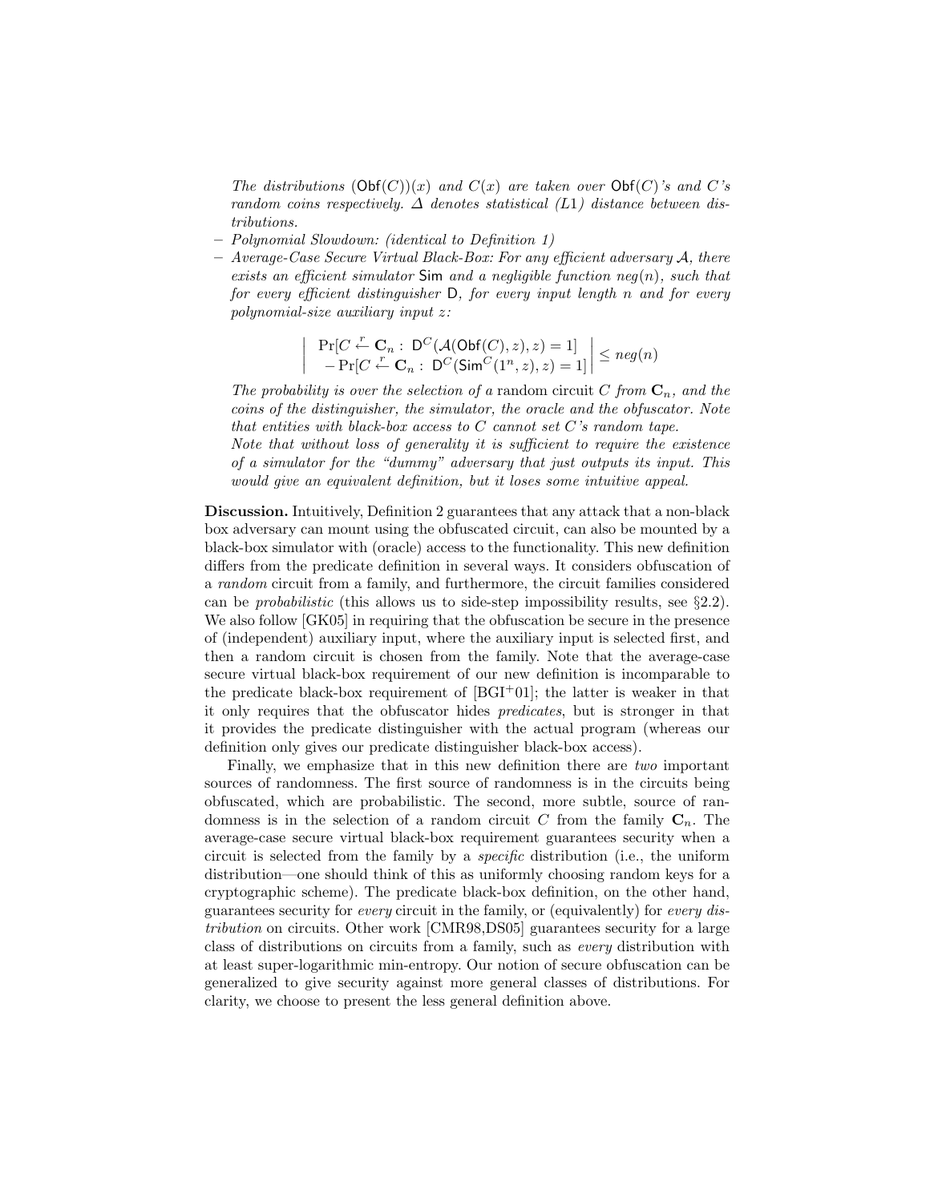*The distributions $(\mathsf{Obf}(C))(x)$ and $C(x)$ are taken over $\mathsf{Obf}(C)$'s and $C$'s random coins respectively. $\Delta$ denotes statistical (L1) distance between distributions.*

- *Polynomial Slowdown: (identical to Definition 1)*
- *Average-Case Secure Virtual Black-Box: For any efficient adversary $\mathcal{A}$, there exists an efficient simulator $\mathsf{Sim}$ and a negligible function $neg(n)$, such that for every efficient distinguisher $\mathsf{D}$, for every input length $n$ and for every polynomial-size auxiliary input $z$:*

$$\left| \begin{array}{l} \Pr[C \xleftarrow{r} \mathbf{C}_n : \ \mathsf{D}^C(\mathcal{A}(\mathsf{Obf}(C), z), z) = 1] \\ \ - \Pr[C \xleftarrow{r} \mathbf{C}_n : \ \mathsf{D}^C(\mathsf{Sim}^C(1^n, z), z) = 1] \end{array} \right| \leq neg(n)$$

*The probability is over the selection of a* random circuit *$C$ from $\mathbf{C}_n$, and the coins of the distinguisher, the simulator, the oracle and the obfuscator. Note that entities with black-box access to $C$ cannot set $C$'s random tape.*
*Note that without loss of generality it is sufficient to require the existence of a simulator for the "dummy" adversary that just outputs its input. This would give an equivalent definition, but it loses some intuitive appeal.*

**Discussion.** Intuitively, Definition 2 guarantees that any attack that a non-black box adversary can mount using the obfuscated circuit, can also be mounted by a black-box simulator with (oracle) access to the functionality. This new definition differs from the predicate definition in several ways. It considers obfuscation of a *random* circuit from a family, and furthermore, the circuit families considered can be *probabilistic* (this allows us to side-step impossibility results, see §2.2). We also follow [GK05] in requiring that the obfuscation be secure in the presence of (independent) auxiliary input, where the auxiliary input is selected first, and then a random circuit is chosen from the family. Note that the average-case secure virtual black-box requirement of our new definition is incomparable to the predicate black-box requirement of [BGI+01]; the latter is weaker in that it only requires that the obfuscator hides *predicates*, but is stronger in that it provides the predicate distinguisher with the actual program (whereas our definition only gives our predicate distinguisher black-box access).

Finally, we emphasize that in this new definition there are *two* important sources of randomness. The first source of randomness is in the circuits being obfuscated, which are probabilistic. The second, more subtle, source of randomness is in the selection of a random circuit $C$ from the family $\mathbf{C}_n$. The average-case secure virtual black-box requirement guarantees security when a circuit is selected from the family by a *specific* distribution (i.e., the uniform distribution—one should think of this as uniformly choosing random keys for a cryptographic scheme). The predicate black-box definition, on the other hand, guarantees security for *every* circuit in the family, or (equivalently) for *every distribution* on circuits. Other work [CMR98,DS05] guarantees security for a large class of distributions on circuits from a family, such as *every* distribution with at least super-logarithmic min-entropy. Our notion of secure obfuscation can be generalized to give security against more general classes of distributions. For clarity, we choose to present the less general definition above.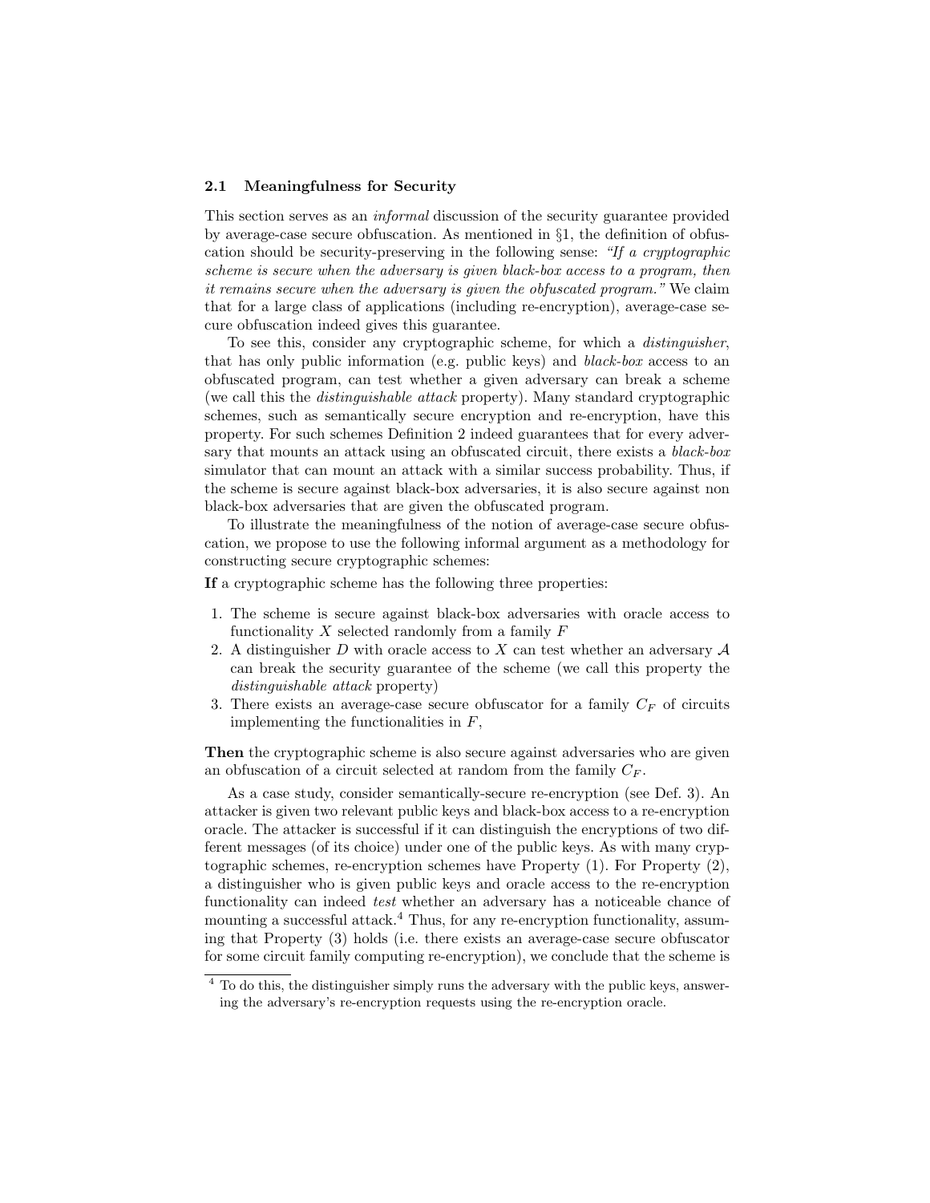### 2.1 Meaningfulness for Security

This section serves as an *informal* discussion of the security guarantee provided by average-case secure obfuscation. As mentioned in §1, the definition of obfuscation should be security-preserving in the following sense: *"If a cryptographic scheme is secure when the adversary is given black-box access to a program, then it remains secure when the adversary is given the obfuscated program."* We claim that for a large class of applications (including re-encryption), average-case secure obfuscation indeed gives this guarantee.

To see this, consider any cryptographic scheme, for which a *distinguisher*, that has only public information (e.g. public keys) and *black-box* access to an obfuscated program, can test whether a given adversary can break a scheme (we call this the *distinguishable attack* property). Many standard cryptographic schemes, such as semantically secure encryption and re-encryption, have this property. For such schemes Definition 2 indeed guarantees that for every adversary that mounts an attack using an obfuscated circuit, there exists a *black-box* simulator that can mount an attack with a similar success probability. Thus, if the scheme is secure against black-box adversaries, it is also secure against non black-box adversaries that are given the obfuscated program.

To illustrate the meaningfulness of the notion of average-case secure obfuscation, we propose to use the following informal argument as a methodology for constructing secure cryptographic schemes:

**If** a cryptographic scheme has the following three properties:

1. The scheme is secure against black-box adversaries with oracle access to functionality $X$ selected randomly from a family $F$
2. A distinguisher $D$ with oracle access to $X$ can test whether an adversary $\mathcal{A}$ can break the security guarantee of the scheme (we call this property the *distinguishable attack* property)
3. There exists an average-case secure obfuscator for a family $C_F$ of circuits implementing the functionalities in $F$,

**Then** the cryptographic scheme is also secure against adversaries who are given an obfuscation of a circuit selected at random from the family $C_F$.

As a case study, consider semantically-secure re-encryption (see Def. 3). An attacker is given two relevant public keys and black-box access to a re-encryption oracle. The attacker is successful if it can distinguish the encryptions of two different messages (of its choice) under one of the public keys. As with many cryptographic schemes, re-encryption schemes have Property (1). For Property (2), a distinguisher who is given public keys and oracle access to the re-encryption functionality can indeed *test* whether an adversary has a noticeable chance of mounting a successful attack.[4] Thus, for any re-encryption functionality, assuming that Property (3) holds (i.e. there exists an average-case secure obfuscator for some circuit family computing re-encryption), we conclude that the scheme is

[4] To do this, the distinguisher simply runs the adversary with the public keys, answering the adversary's re-encryption requests using the re-encryption oracle.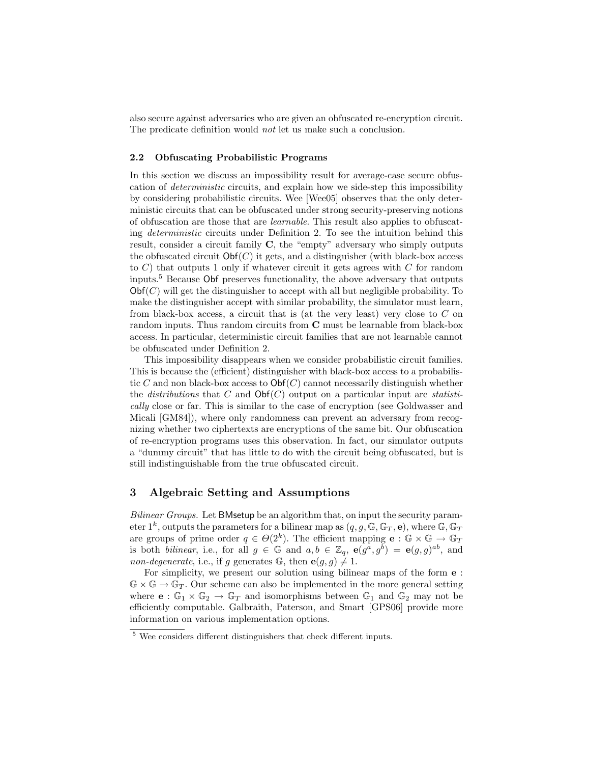also secure against adversaries who are given an obfuscated re-encryption circuit. The predicate definition would *not* let us make such a conclusion.

### 2.2 Obfuscating Probabilistic Programs

In this section we discuss an impossibility result for average-case secure obfuscation of *deterministic* circuits, and explain how we side-step this impossibility by considering probabilistic circuits. Wee [Wee05] observes that the only deterministic circuits that can be obfuscated under strong security-preserving notions of obfuscation are those that are *learnable*. This result also applies to obfuscating *deterministic* circuits under Definition 2. To see the intuition behind this result, consider a circuit family $\mathbf{C}$, the "empty" adversary who simply outputs the obfuscated circuit $\mathsf{Obf}(C)$ it gets, and a distinguisher (with black-box access to $C$) that outputs 1 only if whatever circuit it gets agrees with $C$ for random inputs.[5] Because $\mathsf{Obf}$ preserves functionality, the above adversary that outputs $\mathsf{Obf}(C)$ will get the distinguisher to accept with all but negligible probability. To make the distinguisher accept with similar probability, the simulator must learn, from black-box access, a circuit that is (at the very least) very close to $C$ on random inputs. Thus random circuits from $\mathbf{C}$ must be learnable from black-box access. In particular, deterministic circuit families that are not learnable cannot be obfuscated under Definition 2.

This impossibility disappears when we consider probabilistic circuit families. This is because the (efficient) distinguisher with black-box access to a probabilistic $C$ and non black-box access to $\mathsf{Obf}(C)$ cannot necessarily distinguish whether the *distributions* that $C$ and $\mathsf{Obf}(C)$ output on a particular input are *statistically* close or far. This is similar to the case of encryption (see Goldwasser and Micali [GM84]), where only randomness can prevent an adversary from recognizing whether two ciphertexts are encryptions of the same bit. Our obfuscation of re-encryption programs uses this observation. In fact, our simulator outputs a "dummy circuit" that has little to do with the circuit being obfuscated, but is still indistinguishable from the true obfuscated circuit.

## 3 Algebraic Setting and Assumptions

*Bilinear Groups.* Let $\mathsf{BMsetup}$ be an algorithm that, on input the security parameter $1^k$, outputs the parameters for a bilinear map as $(q, g, \mathbb{G}, \mathbb{G}_T, \mathbf{e})$, where $\mathbb{G}, \mathbb{G}_T$ are groups of prime order $q \in \Theta(2^k)$. The efficient mapping $\mathbf{e} : \mathbb{G} \times \mathbb{G} \rightarrow \mathbb{G}_T$ is both *bilinear*, i.e., for all $g \in \mathbb{G}$ and $a, b \in \mathbb{Z}_q$, $\mathbf{e}(g^a, g^b) = \mathbf{e}(g, g)^{ab}$, and *non-degenerate*, i.e., if $g$ generates $\mathbb{G}$, then $\mathbf{e}(g, g) \neq 1$.

For simplicity, we present our solution using bilinear maps of the form $\mathbf{e} : \mathbb{G} \times \mathbb{G} \rightarrow \mathbb{G}_T$. Our scheme can also be implemented in the more general setting where $\mathbf{e} : \mathbb{G}_1 \times \mathbb{G}_2 \rightarrow \mathbb{G}_T$ and isomorphisms between $\mathbb{G}_1$ and $\mathbb{G}_2$ may not be efficiently computable. Galbraith, Paterson, and Smart [GPS06] provide more information on various implementation options.

[5] Wee considers different distinguishers that check different inputs.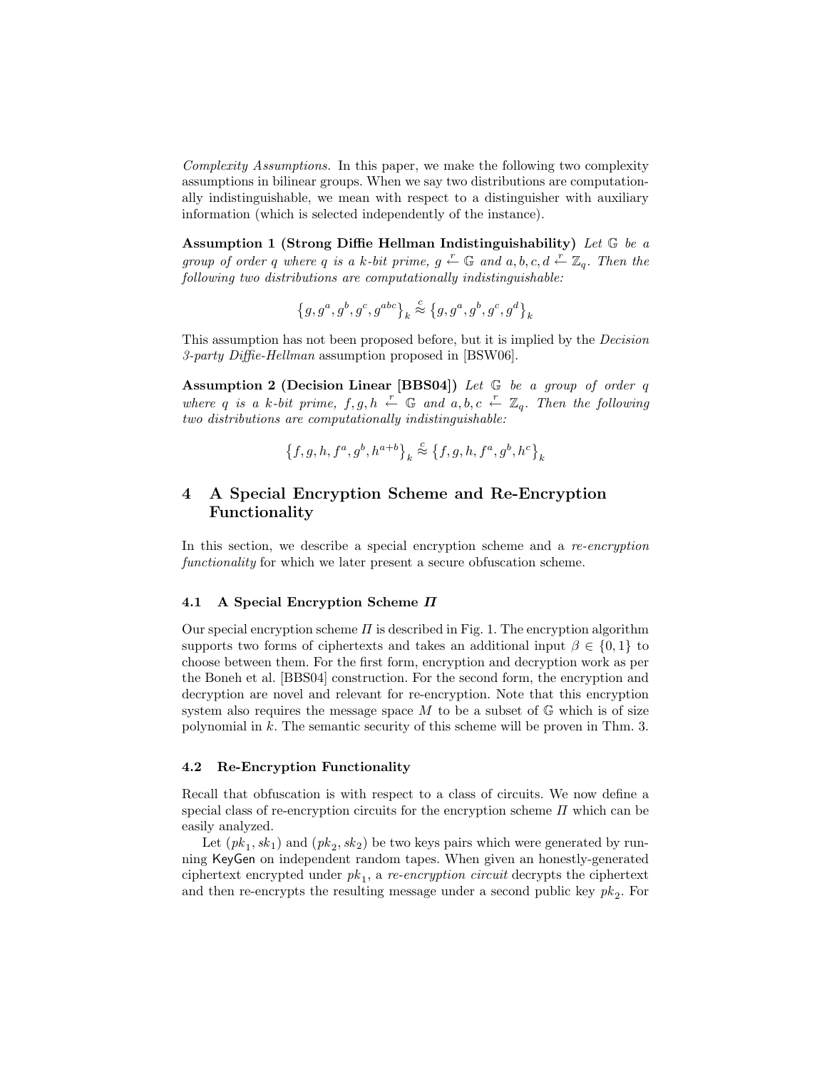*Complexity Assumptions.* In this paper, we make the following two complexity assumptions in bilinear groups. When we say two distributions are computationally indistinguishable, we mean with respect to a distinguisher with auxiliary information (which is selected independently of the instance).

**Assumption 1 (Strong Diffie Hellman Indistinguishability)** *Let $\mathbb{G}$ be a group of order $q$ where $q$ is a $k$-bit prime, $g \xleftarrow{r} \mathbb{G}$ and $a, b, c, d \xleftarrow{r} \mathbb{Z}_q$. Then the following two distributions are computationally indistinguishable:*

$$\left\{g, g^a, g^b, g^c, g^{abc}\right\}_k \overset{c}{\approx} \left\{g, g^a, g^b, g^c, g^d\right\}_k$$

This assumption has not been proposed before, but it is implied by the *Decision 3-party Diffie-Hellman* assumption proposed in [BSW06].

**Assumption 2 (Decision Linear [BBS04])** *Let $\mathbb{G}$ be a group of order $q$ where $q$ is a $k$-bit prime, $f, g, h \xleftarrow{r} \mathbb{G}$ and $a, b, c \xleftarrow{r} \mathbb{Z}_q$. Then the following two distributions are computationally indistinguishable:*

$$\left\{f, g, h, f^a, g^b, h^{a+b}\right\}_k \overset{c}{\approx} \left\{f, g, h, f^a, g^b, h^c\right\}_k$$

# 4 A Special Encryption Scheme and Re-Encryption Functionality

In this section, we describe a special encryption scheme and a *re-encryption functionality* for which we later present a secure obfuscation scheme.

## 4.1 A Special Encryption Scheme $\Pi$

Our special encryption scheme $\Pi$ is described in Fig. 1. The encryption algorithm supports two forms of ciphertexts and takes an additional input $\beta \in \{0, 1\}$ to choose between them. For the first form, encryption and decryption work as per the Boneh et al. [BBS04] construction. For the second form, the encryption and decryption are novel and relevant for re-encryption. Note that this encryption system also requires the message space $M$ to be a subset of $\mathbb{G}$ which is of size polynomial in $k$. The semantic security of this scheme will be proven in Thm. 3.

## 4.2 Re-Encryption Functionality

Recall that obfuscation is with respect to a class of circuits. We now define a special class of re-encryption circuits for the encryption scheme $\Pi$ which can be easily analyzed.

Let $(pk_1, sk_1)$ and $(pk_2, sk_2)$ be two keys pairs which were generated by running KeyGen on independent random tapes. When given an honestly-generated ciphertext encrypted under $pk_1$, a *re-encryption circuit* decrypts the ciphertext and then re-encrypts the resulting message under a second public key $pk_2$. For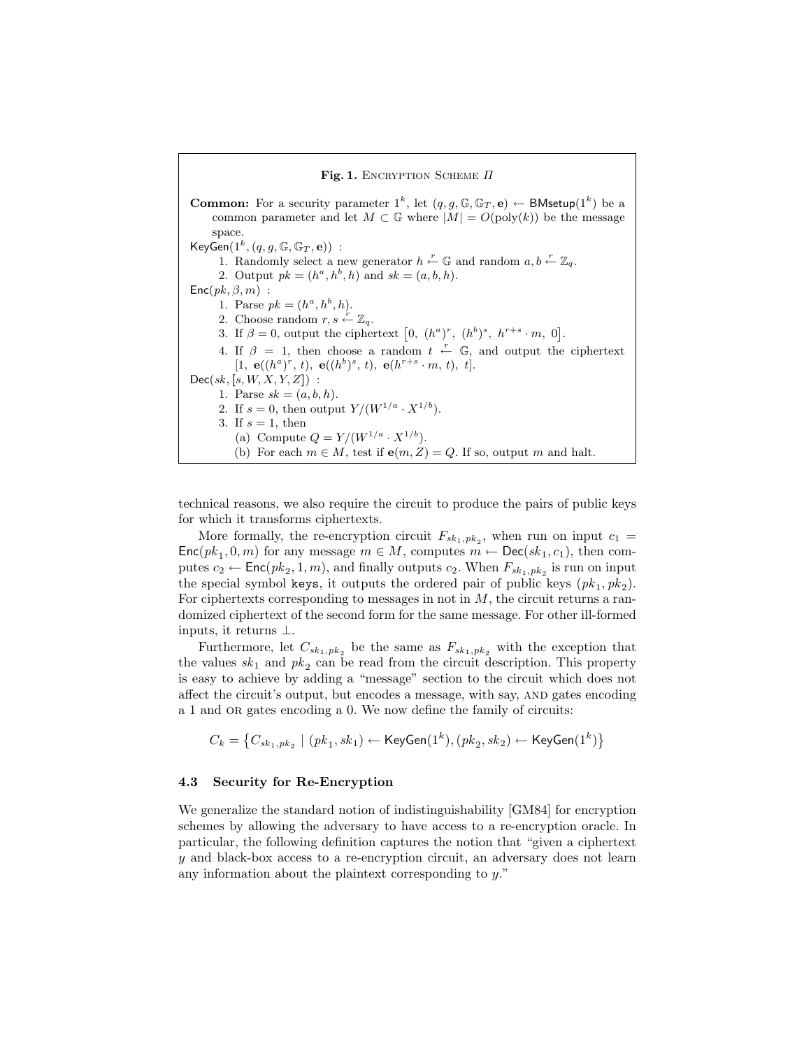**Fig. 1.** Encryption Scheme $\Pi$

**Common:** For a security parameter $1^k$, let $(q, g, \mathbb{G}, \mathbb{G}_T, \mathbf{e}) \leftarrow \mathsf{BMsetup}(1^k)$ be a common parameter and let $M \subset \mathbb{G}$ where $|M| = O(\text{poly}(k))$ be the message space.

$\mathsf{KeyGen}(1^k, (q, g, \mathbb{G}, \mathbb{G}_T, \mathbf{e}))$ :

1. Randomly select a new generator $h \xleftarrow{r} \mathbb{G}$ and random $a, b \xleftarrow{r} \mathbb{Z}_q$.
2. Output $pk = (h^a, h^b, h)$ and $sk = (a, b, h)$.

$\mathsf{Enc}(pk, \beta, m)$ :

1. Parse $pk = (h^a, h^b, h)$.
2. Choose random $r, s \xleftarrow{r} \mathbb{Z}_q$.
3. If $\beta = 0$, output the ciphertext $\left[0,\ (h^a)^r,\ (h^b)^s,\ h^{r+s} \cdot m,\ 0\right]$.
4. If $\beta = 1$, then choose a random $t \xleftarrow{r} \mathbb{G}$, and output the ciphertext $[1,\ \mathbf{e}((h^a)^r, t),\ \mathbf{e}((h^b)^s, t),\ \mathbf{e}(h^{r+s} \cdot m, t),\ t]$.

$\mathsf{Dec}(sk, [s, W, X, Y, Z])$ :

1. Parse $sk = (a, b, h)$.
2. If $s = 0$, then output $Y/(W^{1/a} \cdot X^{1/b})$.
3. If $s = 1$, then
   (a) Compute $Q = Y/(W^{1/a} \cdot X^{1/b})$.
   (b) For each $m \in M$, test if $\mathbf{e}(m, Z) = Q$. If so, output $m$ and halt.

technical reasons, we also require the circuit to produce the pairs of public keys for which it transforms ciphertexts.

More formally, the re-encryption circuit $F_{sk_1,pk_2}$, when run on input $c_1 = \mathsf{Enc}(pk_1, 0, m)$ for any message $m \in M$, computes $m \leftarrow \mathsf{Dec}(sk_1, c_1)$, then computes $c_2 \leftarrow \mathsf{Enc}(pk_2, 1, m)$, and finally outputs $c_2$. When $F_{sk_1,pk_2}$ is run on input the special symbol keys, it outputs the ordered pair of public keys $(pk_1, pk_2)$. For ciphertexts corresponding to messages in not in $M$, the circuit returns a randomized ciphertext of the second form for the same message. For other ill-formed inputs, it returns $\perp$.

Furthermore, let $C_{sk_1,pk_2}$ be the same as $F_{sk_1,pk_2}$ with the exception that the values $sk_1$ and $pk_2$ can be read from the circuit description. This property is easy to achieve by adding a "message" section to the circuit which does not affect the circuit's output, but encodes a message, with say, AND gates encoding a 1 and OR gates encoding a 0. We now define the family of circuits:

$$C_k = \left\{ C_{sk_1,pk_2} \mid (pk_1, sk_1) \leftarrow \mathsf{KeyGen}(1^k), (pk_2, sk_2) \leftarrow \mathsf{KeyGen}(1^k) \right\}$$

### 4.3 Security for Re-Encryption

We generalize the standard notion of indistinguishability [GM84] for encryption schemes by allowing the adversary to have access to a re-encryption oracle. In particular, the following definition captures the notion that "given a ciphertext $y$ and black-box access to a re-encryption circuit, an adversary does not learn any information about the plaintext corresponding to $y$."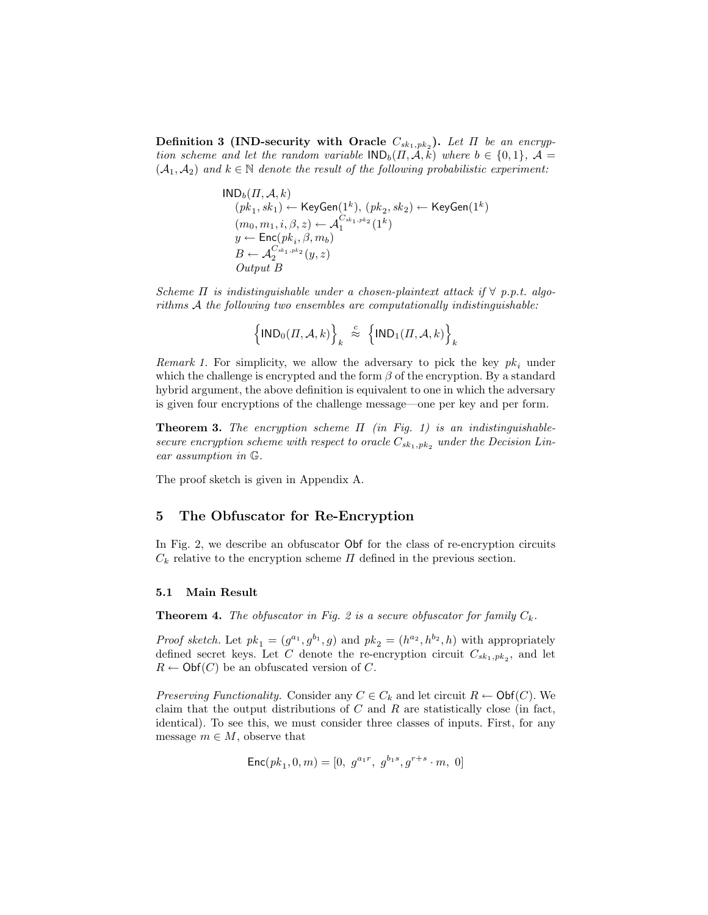**Definition 3 (IND-security with Oracle $C_{sk_1,pk_2}$).** *Let $\Pi$ be an encryption scheme and let the random variable $\mathsf{IND}_b(\Pi, \mathcal{A}, k)$ where $b \in \{0,1\}$, $\mathcal{A} = (\mathcal{A}_1, \mathcal{A}_2)$ and $k \in \mathbb{N}$ denote the result of the following probabilistic experiment:*

$$
\begin{array}{l}
\mathsf{IND}_b(\Pi, \mathcal{A}, k) \\
\quad (pk_1, sk_1) \leftarrow \mathsf{KeyGen}(1^k),\ (pk_2, sk_2) \leftarrow \mathsf{KeyGen}(1^k) \\
\quad (m_0, m_1, i, \beta, z) \leftarrow \mathcal{A}_1^{C_{sk_1,pk_2}}(1^k) \\
\quad y \leftarrow \mathsf{Enc}(pk_i, \beta, m_b) \\
\quad B \leftarrow \mathcal{A}_2^{C_{sk_1,pk_2}}(y, z) \\
\quad \textit{Output } B
\end{array}
$$

*Scheme $\Pi$ is indistinguishable under a chosen-plaintext attack if $\forall$ p.p.t. algorithms $\mathcal{A}$ the following two ensembles are computationally indistinguishable:*

$$
\Big\{\mathsf{IND}_0(\Pi, \mathcal{A}, k)\Big\}_k \stackrel{c}{\approx} \Big\{\mathsf{IND}_1(\Pi, \mathcal{A}, k)\Big\}_k
$$

*Remark 1.* For simplicity, we allow the adversary to pick the key $pk_i$ under which the challenge is encrypted and the form $\beta$ of the encryption. By a standard hybrid argument, the above definition is equivalent to one in which the adversary is given four encryptions of the challenge message—one per key and per form.

**Theorem 3.** *The encryption scheme $\Pi$ (in Fig. 1) is an indistinguishable-secure encryption scheme with respect to oracle $C_{sk_1,pk_2}$ under the Decision Linear assumption in $\mathbb{G}$.*

The proof sketch is given in Appendix A.

## 5 The Obfuscator for Re-Encryption

In Fig. 2, we describe an obfuscator $\mathsf{Obf}$ for the class of re-encryption circuits $C_k$ relative to the encryption scheme $\Pi$ defined in the previous section.

### 5.1 Main Result

**Theorem 4.** *The obfuscator in Fig. 2 is a secure obfuscator for family $C_k$.*

*Proof sketch.* Let $pk_1 = (g^{a_1}, g^{b_1}, g)$ and $pk_2 = (h^{a_2}, h^{b_2}, h)$ with appropriately defined secret keys. Let $C$ denote the re-encryption circuit $C_{sk_1,pk_2}$, and let $R \leftarrow \mathsf{Obf}(C)$ be an obfuscated version of $C$.

*Preserving Functionality.* Consider any $C \in C_k$ and let circuit $R \leftarrow \mathsf{Obf}(C)$. We claim that the output distributions of $C$ and $R$ are statistically close (in fact, identical). To see this, we must consider three classes of inputs. First, for any message $m \in M$, observe that

$$
\mathsf{Enc}(pk_1, 0, m) = [0,\ g^{a_1 r},\ g^{b_1 s}, g^{r+s} \cdot m,\ 0]
$$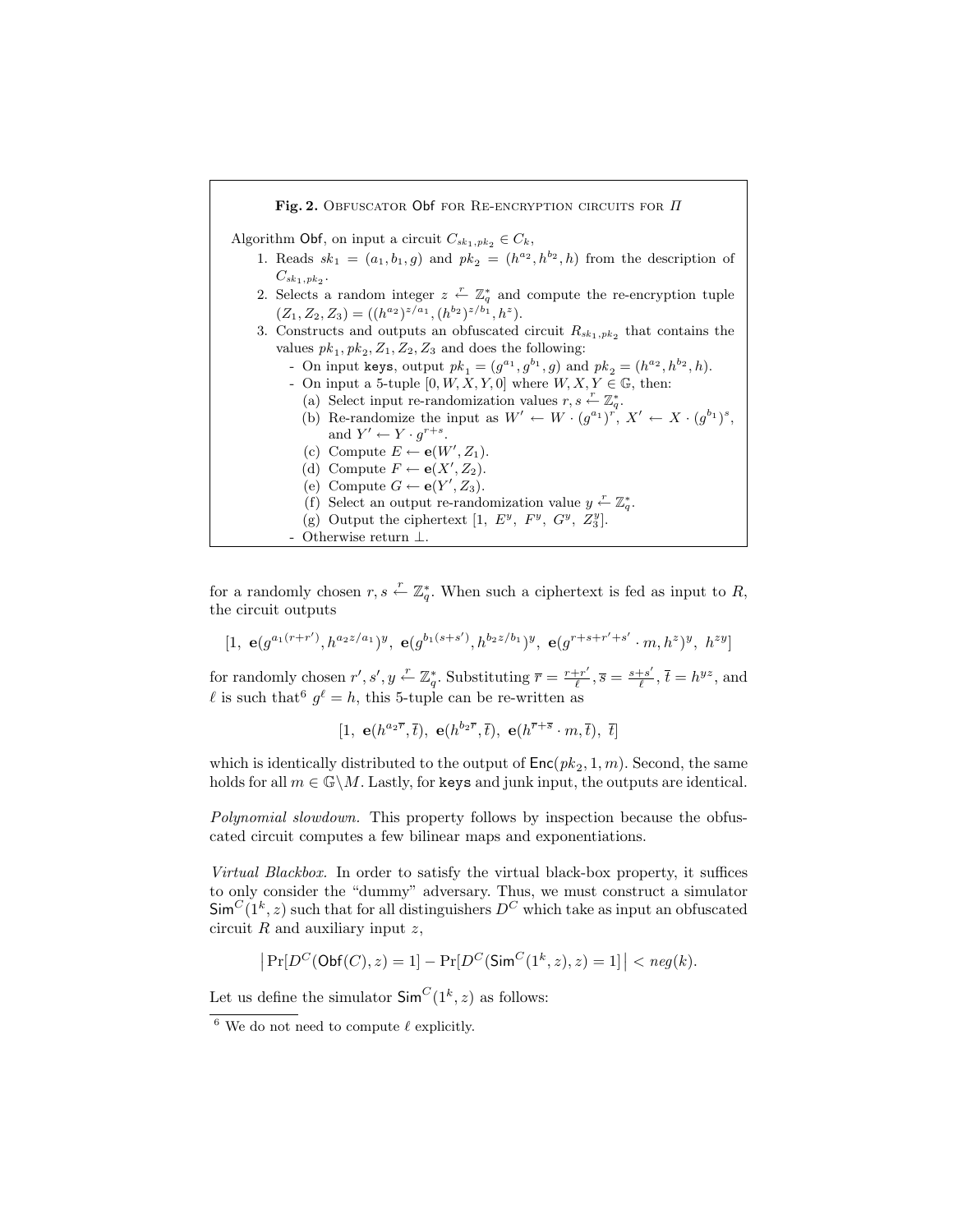**Fig. 2.** Obfuscator $\mathsf{Obf}$ for Re-encryption circuits for $\Pi$

Algorithm $\mathsf{Obf}$, on input a circuit $C_{sk_1,pk_2} \in C_k$,

1. Reads $sk_1 = (a_1, b_1, g)$ and $pk_2 = (h^{a_2}, h^{b_2}, h)$ from the description of $C_{sk_1,pk_2}$.
2. Selects a random integer $z \xleftarrow{r} \mathbb{Z}_q^*$ and compute the re-encryption tuple $(Z_1, Z_2, Z_3) = ((h^{a_2})^{z/a_1}, (h^{b_2})^{z/b_1}, h^z)$.
3. Constructs and outputs an obfuscated circuit $R_{sk_1,pk_2}$ that contains the values $pk_1, pk_2, Z_1, Z_2, Z_3$ and does the following:
   - On input `keys`, output $pk_1 = (g^{a_1}, g^{b_1}, g)$ and $pk_2 = (h^{a_2}, h^{b_2}, h)$.
   - On input a 5-tuple $[0, W, X, Y, 0]$ where $W, X, Y \in \mathbb{G}$, then:
     (a) Select input re-randomization values $r, s \xleftarrow{r} \mathbb{Z}_q^*$.
     (b) Re-randomize the input as $W' \leftarrow W \cdot (g^{a_1})^r$, $X' \leftarrow X \cdot (g^{b_1})^s$, and $Y' \leftarrow Y \cdot g^{r+s}$.
     (c) Compute $E \leftarrow \mathbf{e}(W', Z_1)$.
     (d) Compute $F \leftarrow \mathbf{e}(X', Z_2)$.
     (e) Compute $G \leftarrow \mathbf{e}(Y', Z_3)$.
     (f) Select an output re-randomization value $y \xleftarrow{r} \mathbb{Z}_q^*$.
     (g) Output the ciphertext $[1,\ E^y,\ F^y,\ G^y,\ Z_3^y]$.
   - Otherwise return $\perp$.

for a randomly chosen $r, s \xleftarrow{r} \mathbb{Z}_q^*$. When such a ciphertext is fed as input to $R$, the circuit outputs

$$[1,\ \mathbf{e}(g^{a_1(r+r')}, h^{a_2 z/a_1})^y,\ \mathbf{e}(g^{b_1(s+s')}, h^{b_2 z/b_1})^y,\ \mathbf{e}(g^{r+s+r'+s'} \cdot m, h^z)^y,\ h^{zy}]$$

for randomly chosen $r', s', y \xleftarrow{r} \mathbb{Z}_q^*$. Substituting $\overline{r} = \frac{r+r'}{\ell}, \overline{s} = \frac{s+s'}{\ell}$, $\overline{t} = h^{yz}$, and $\ell$ is such that[6] $g^\ell = h$, this 5-tuple can be re-written as

$$[1,\ \mathbf{e}(h^{a_2\overline{r}}, \overline{t}),\ \mathbf{e}(h^{b_2\overline{r}}, \overline{t}),\ \mathbf{e}(h^{\overline{r}+\overline{s}} \cdot m, \overline{t}),\ \overline{t}]$$

which is identically distributed to the output of $\mathsf{Enc}(pk_2, 1, m)$. Second, the same holds for all $m \in \mathbb{G} \backslash M$. Lastly, for `keys` and junk input, the outputs are identical.

*Polynomial slowdown.* This property follows by inspection because the obfuscated circuit computes a few bilinear maps and exponentiations.

*Virtual Blackbox.* In order to satisfy the virtual black-box property, it suffices to only consider the "dummy" adversary. Thus, we must construct a simulator $\mathsf{Sim}^C(1^k, z)$ such that for all distinguishers $D^C$ which take as input an obfuscated circuit $R$ and auxiliary input $z$,

$$\left| \Pr[D^C(\mathsf{Obf}(C), z) = 1] - \Pr[D^C(\mathsf{Sim}^C(1^k, z), z) = 1] \right| < neg(k).$$

Let us define the simulator $\mathsf{Sim}^C(1^k, z)$ as follows:

[6] We do not need to compute $\ell$ explicitly.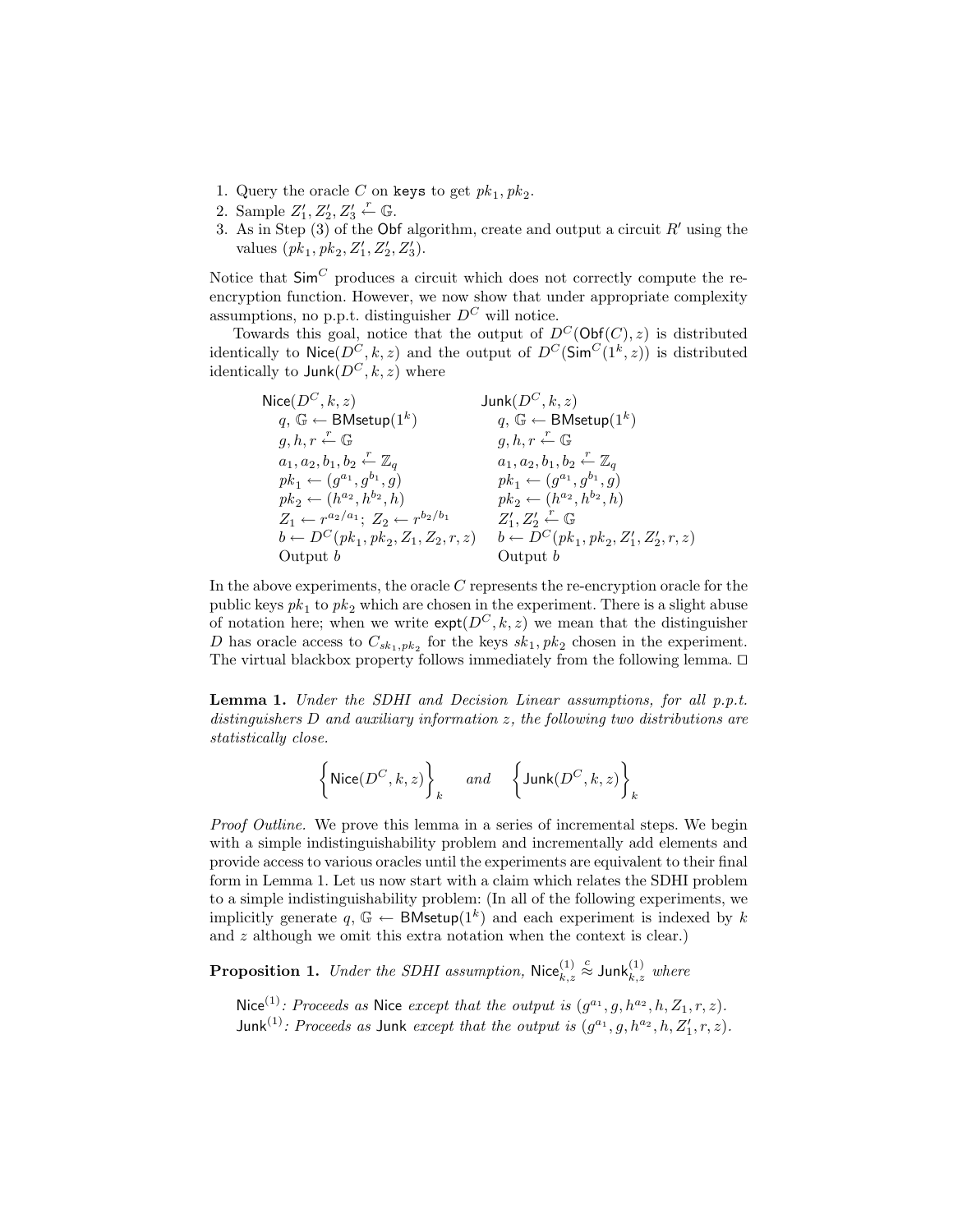1. Query the oracle $C$ on `keys` to get $pk_1, pk_2$.
2. Sample $Z'_1, Z'_2, Z'_3 \xleftarrow{r} \mathbb{G}$.
3. As in Step (3) of the $\mathsf{Obf}$ algorithm, create and output a circuit $R'$ using the values $(pk_1, pk_2, Z'_1, Z'_2, Z'_3)$.

Notice that $\mathsf{Sim}^C$ produces a circuit which does not correctly compute the re-encryption function. However, we now show that under appropriate complexity assumptions, no p.p.t. distinguisher $D^C$ will notice.

Towards this goal, notice that the output of $D^C(\mathsf{Obf}(C), z)$ is distributed identically to $\mathsf{Nice}(D^C, k, z)$ and the output of $D^C(\mathsf{Sim}^C(1^k, z))$ is distributed identically to $\mathsf{Junk}(D^C, k, z)$ where

| $\mathsf{Nice}(D^C, k, z)$ | $\mathsf{Junk}(D^C, k, z)$ |
|---|---|
| $q, \mathbb{G} \leftarrow \mathsf{BMsetup}(1^k)$ | $q, \mathbb{G} \leftarrow \mathsf{BMsetup}(1^k)$ |
| $g, h, r \xleftarrow{r} \mathbb{G}$ | $g, h, r \xleftarrow{r} \mathbb{G}$ |
| $a_1, a_2, b_1, b_2 \xleftarrow{r} \mathbb{Z}_q$ | $a_1, a_2, b_1, b_2 \xleftarrow{r} \mathbb{Z}_q$ |
| $pk_1 \leftarrow (g^{a_1}, g^{b_1}, g)$ | $pk_1 \leftarrow (g^{a_1}, g^{b_1}, g)$ |
| $pk_2 \leftarrow (h^{a_2}, h^{b_2}, h)$ | $pk_2 \leftarrow (h^{a_2}, h^{b_2}, h)$ |
| $Z_1 \leftarrow r^{a_2/a_1};\ Z_2 \leftarrow r^{b_2/b_1}$ | $Z'_1, Z'_2 \xleftarrow{r} \mathbb{G}$ |
| $b \leftarrow D^C(pk_1, pk_2, Z_1, Z_2, r, z)$ | $b \leftarrow D^C(pk_1, pk_2, Z'_1, Z'_2, r, z)$ |
| Output $b$ | Output $b$ |

In the above experiments, the oracle $C$ represents the re-encryption oracle for the public keys $pk_1$ to $pk_2$ which are chosen in the experiment. There is a slight abuse of notation here; when we write $\mathsf{expt}(D^C, k, z)$ we mean that the distinguisher $D$ has oracle access to $C_{sk_1, pk_2}$ for the keys $sk_1, pk_2$ chosen in the experiment. The virtual blackbox property follows immediately from the following lemma. □

**Lemma 1.** *Under the SDHI and Decision Linear assumptions, for all p.p.t. distinguishers $D$ and auxiliary information $z$, the following two distributions are statistically close.*

$$\left\{ \mathsf{Nice}(D^C, k, z) \right\}_k \quad \text{and} \quad \left\{ \mathsf{Junk}(D^C, k, z) \right\}_k$$

*Proof Outline.* We prove this lemma in a series of incremental steps. We begin with a simple indistinguishability problem and incrementally add elements and provide access to various oracles until the experiments are equivalent to their final form in Lemma 1. Let us now start with a claim which relates the SDHI problem to a simple indistinguishability problem: (In all of the following experiments, we implicitly generate $q, \mathbb{G} \leftarrow \mathsf{BMsetup}(1^k)$ and each experiment is indexed by $k$ and $z$ although we omit this extra notation when the context is clear.)

**Proposition 1.** *Under the SDHI assumption, $\mathsf{Nice}^{(1)}_{k,z} \overset{c}{\approx} \mathsf{Junk}^{(1)}_{k,z}$ where*

$\mathsf{Nice}^{(1)}$*: Proceeds as* $\mathsf{Nice}$ *except that the output is $(g^{a_1}, g, h^{a_2}, h, Z_1, r, z)$.*
$\mathsf{Junk}^{(1)}$*: Proceeds as* $\mathsf{Junk}$ *except that the output is $(g^{a_1}, g, h^{a_2}, h, Z'_1, r, z)$.*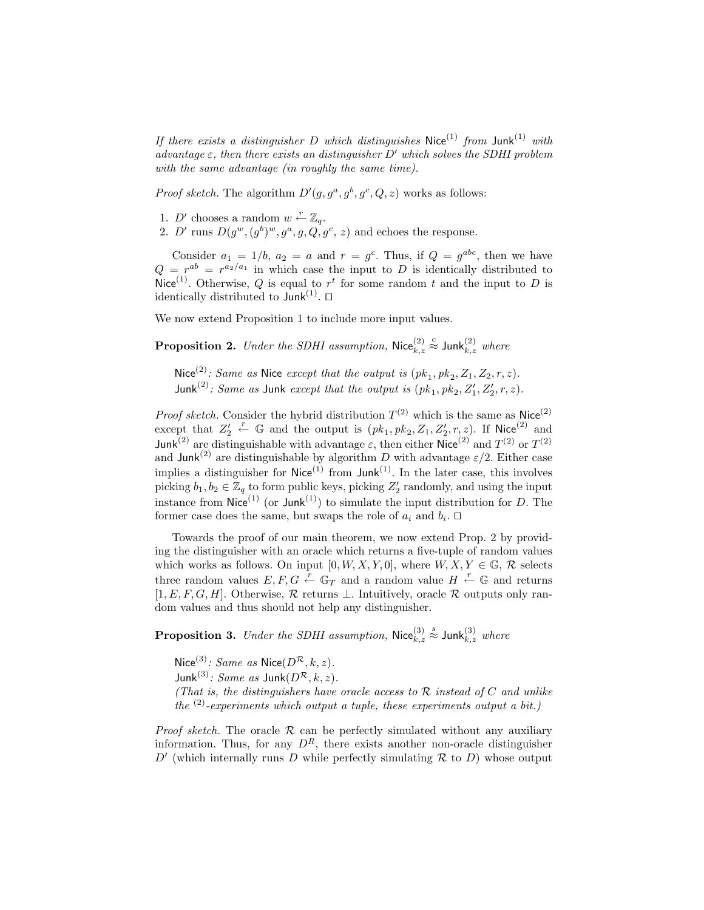*If there exists a distinguisher $D$ which distinguishes $\mathsf{Nice}^{(1)}$ from $\mathsf{Junk}^{(1)}$ with advantage $\varepsilon$, then there exists an distinguisher $D'$ which solves the SDHI problem with the same advantage (in roughly the same time).*

*Proof sketch.* The algorithm $D'(g, g^a, g^b, g^c, Q, z)$ works as follows:

1. $D'$ chooses a random $w \xleftarrow{r} \mathbb{Z}_q$.
2. $D'$ runs $D(g^w, (g^b)^w, g^a, g, Q, g^c, z)$ and echoes the response.

Consider $a_1 = 1/b$, $a_2 = a$ and $r = g^c$. Thus, if $Q = g^{abc}$, then we have $Q = r^{ab} = r^{a_2/a_1}$ in which case the input to $D$ is identically distributed to $\mathsf{Nice}^{(1)}$. Otherwise, $Q$ is equal to $r^t$ for some random $t$ and the input to $D$ is identically distributed to $\mathsf{Junk}^{(1)}$. □

We now extend Proposition 1 to include more input values.

**Proposition 2.** *Under the SDHI assumption, $\mathsf{Nice}^{(2)}_{k,z} \overset{c}{\approx} \mathsf{Junk}^{(2)}_{k,z}$ where*

> $\mathsf{Nice}^{(2)}$*: Same as* $\mathsf{Nice}$ *except that the output is* $(pk_1, pk_2, Z_1, Z_2, r, z)$.
> $\mathsf{Junk}^{(2)}$*: Same as* $\mathsf{Junk}$ *except that the output is* $(pk_1, pk_2, Z_1', Z_2', r, z)$.

*Proof sketch.* Consider the hybrid distribution $T^{(2)}$ which is the same as $\mathsf{Nice}^{(2)}$ except that $Z_2' \xleftarrow{r} \mathbb{G}$ and the output is $(pk_1, pk_2, Z_1, Z_2', r, z)$. If $\mathsf{Nice}^{(2)}$ and $\mathsf{Junk}^{(2)}$ are distinguishable with advantage $\varepsilon$, then either $\mathsf{Nice}^{(2)}$ and $T^{(2)}$ or $T^{(2)}$ and $\mathsf{Junk}^{(2)}$ are distinguishable by algorithm $D$ with advantage $\varepsilon/2$. Either case implies a distinguisher for $\mathsf{Nice}^{(1)}$ from $\mathsf{Junk}^{(1)}$. In the later case, this involves picking $b_1, b_2 \in \mathbb{Z}_q$ to form public keys, picking $Z_2'$ randomly, and using the input instance from $\mathsf{Nice}^{(1)}$ (or $\mathsf{Junk}^{(1)}$) to simulate the input distribution for $D$. The former case does the same, but swaps the role of $a_i$ and $b_i$. □

Towards the proof of our main theorem, we now extend Prop. 2 by providing the distinguisher with an oracle which returns a five-tuple of random values which works as follows. On input $[0, W, X, Y, 0]$, where $W, X, Y \in \mathbb{G}$, $\mathcal{R}$ selects three random values $E, F, G \xleftarrow{r} \mathbb{G}_T$ and a random value $H \xleftarrow{r} \mathbb{G}$ and returns $[1, E, F, G, H]$. Otherwise, $\mathcal{R}$ returns $\perp$. Intuitively, oracle $\mathcal{R}$ outputs only random values and thus should not help any distinguisher.

**Proposition 3.** *Under the SDHI assumption, $\mathsf{Nice}^{(3)}_{k,z} \overset{s}{\approx} \mathsf{Junk}^{(3)}_{k,z}$ where*

> $\mathsf{Nice}^{(3)}$*: Same as* $\mathsf{Nice}(D^{\mathcal{R}}, k, z)$.
> $\mathsf{Junk}^{(3)}$*: Same as* $\mathsf{Junk}(D^{\mathcal{R}}, k, z)$.
> *(That is, the distinguishers have oracle access to $\mathcal{R}$ instead of $C$ and unlike the $^{(2)}$-experiments which output a tuple, these experiments output a bit.)*

*Proof sketch.* The oracle $\mathcal{R}$ can be perfectly simulated without any auxiliary information. Thus, for any $D^R$, there exists another non-oracle distinguisher $D'$ (which internally runs $D$ while perfectly simulating $\mathcal{R}$ to $D$) whose output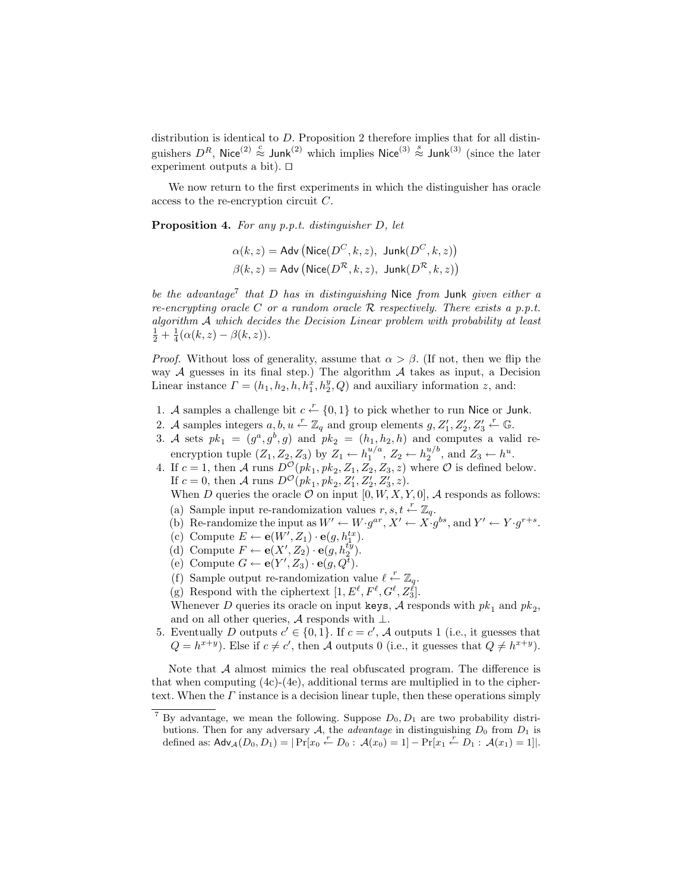distribution is identical to $D$. Proposition 2 therefore implies that for all distinguishers $D^R$, $\mathsf{Nice}^{(2)} \stackrel{c}{\approx} \mathsf{Junk}^{(2)}$ which implies $\mathsf{Nice}^{(3)} \stackrel{s}{\approx} \mathsf{Junk}^{(3)}$ (since the later experiment outputs a bit). □

We now return to the first experiments in which the distinguisher has oracle access to the re-encryption circuit $C$.

**Proposition 4.** *For any p.p.t. distinguisher $D$, let*

$$\alpha(k,z) = \mathsf{Adv}\left(\mathsf{Nice}(D^C, k, z),\ \mathsf{Junk}(D^C, k, z)\right)$$
$$\beta(k,z) = \mathsf{Adv}\left(\mathsf{Nice}(D^{\mathcal{R}}, k, z),\ \mathsf{Junk}(D^{\mathcal{R}}, k, z)\right)$$

*be the advantage*[7] *that $D$ has in distinguishing* Nice *from* Junk *given either a re-encrypting oracle $C$ or a random oracle $\mathcal{R}$ respectively. There exists a p.p.t. algorithm $\mathcal{A}$ which decides the Decision Linear problem with probability at least $\frac{1}{2} + \frac{1}{4}(\alpha(k,z) - \beta(k,z))$.*

*Proof.* Without loss of generality, assume that $\alpha > \beta$. (If not, then we flip the way $\mathcal{A}$ guesses in its final step.) The algorithm $\mathcal{A}$ takes as input, a Decision Linear instance $\Gamma = (h_1, h_2, h, h_1^x, h_2^y, Q)$ and auxiliary information $z$, and:

1. $\mathcal{A}$ samples a challenge bit $c \stackrel{r}{\leftarrow} \{0,1\}$ to pick whether to run Nice or Junk.
2. $\mathcal{A}$ samples integers $a, b, u \stackrel{r}{\leftarrow} \mathbb{Z}_q$ and group elements $g, Z_1', Z_2', Z_3' \stackrel{r}{\leftarrow} \mathbb{G}$.
3. $\mathcal{A}$ sets $pk_1 = (g^a, g^b, g)$ and $pk_2 = (h_1, h_2, h)$ and computes a valid re-encryption tuple $(Z_1, Z_2, Z_3)$ by $Z_1 \leftarrow h_1^{u/a}$, $Z_2 \leftarrow h_2^{u/b}$, and $Z_3 \leftarrow h^u$.
4. If $c = 1$, then $\mathcal{A}$ runs $D^{\mathcal{O}}(pk_1, pk_2, Z_1, Z_2, Z_3, z)$ where $\mathcal{O}$ is defined below. If $c = 0$, then $\mathcal{A}$ runs $D^{\mathcal{O}}(pk_1, pk_2, Z_1', Z_2', Z_3', z)$.
   When $D$ queries the oracle $\mathcal{O}$ on input $[0, W, X, Y, 0]$, $\mathcal{A}$ responds as follows:
   (a) Sample input re-randomization values $r, s, t \stackrel{r}{\leftarrow} \mathbb{Z}_q$.
   (b) Re-randomize the input as $W' \leftarrow W \cdot g^{ar}$, $X' \leftarrow X \cdot g^{bs}$, and $Y' \leftarrow Y \cdot g^{r+s}$.
   (c) Compute $E \leftarrow \mathbf{e}(W', Z_1) \cdot \mathbf{e}(g, h_1^{tx})$.
   (d) Compute $F \leftarrow \mathbf{e}(X', Z_2) \cdot \mathbf{e}(g, h_2^{ty})$.
   (e) Compute $G \leftarrow \mathbf{e}(Y', Z_3) \cdot \mathbf{e}(g, Q^t)$.
   (f) Sample output re-randomization value $\ell \stackrel{r}{\leftarrow} \mathbb{Z}_q$.
   (g) Respond with the ciphertext $[1, E^\ell, F^\ell, G^\ell, Z_3^\ell]$.
   Whenever $D$ queries its oracle on input `keys`, $\mathcal{A}$ responds with $pk_1$ and $pk_2$, and on all other queries, $\mathcal{A}$ responds with $\perp$.
5. Eventually $D$ outputs $c' \in \{0,1\}$. If $c = c'$, $\mathcal{A}$ outputs 1 (i.e., it guesses that $Q = h^{x+y}$). Else if $c \neq c'$, then $\mathcal{A}$ outputs 0 (i.e., it guesses that $Q \neq h^{x+y}$).

Note that $\mathcal{A}$ almost mimics the real obfuscated program. The difference is that when computing (4c)-(4e), additional terms are multiplied in to the ciphertext. When the $\Gamma$ instance is a decision linear tuple, then these operations simply

[7] By advantage, we mean the following. Suppose $D_0, D_1$ are two probability distributions. Then for any adversary $\mathcal{A}$, the *advantage* in distinguishing $D_0$ from $D_1$ is defined as: $\mathsf{Adv}_{\mathcal{A}}(D_0, D_1) = |\Pr[x_0 \stackrel{r}{\leftarrow} D_0 : \mathcal{A}(x_0) = 1] - \Pr[x_1 \stackrel{r}{\leftarrow} D_1 : \mathcal{A}(x_1) = 1]|$.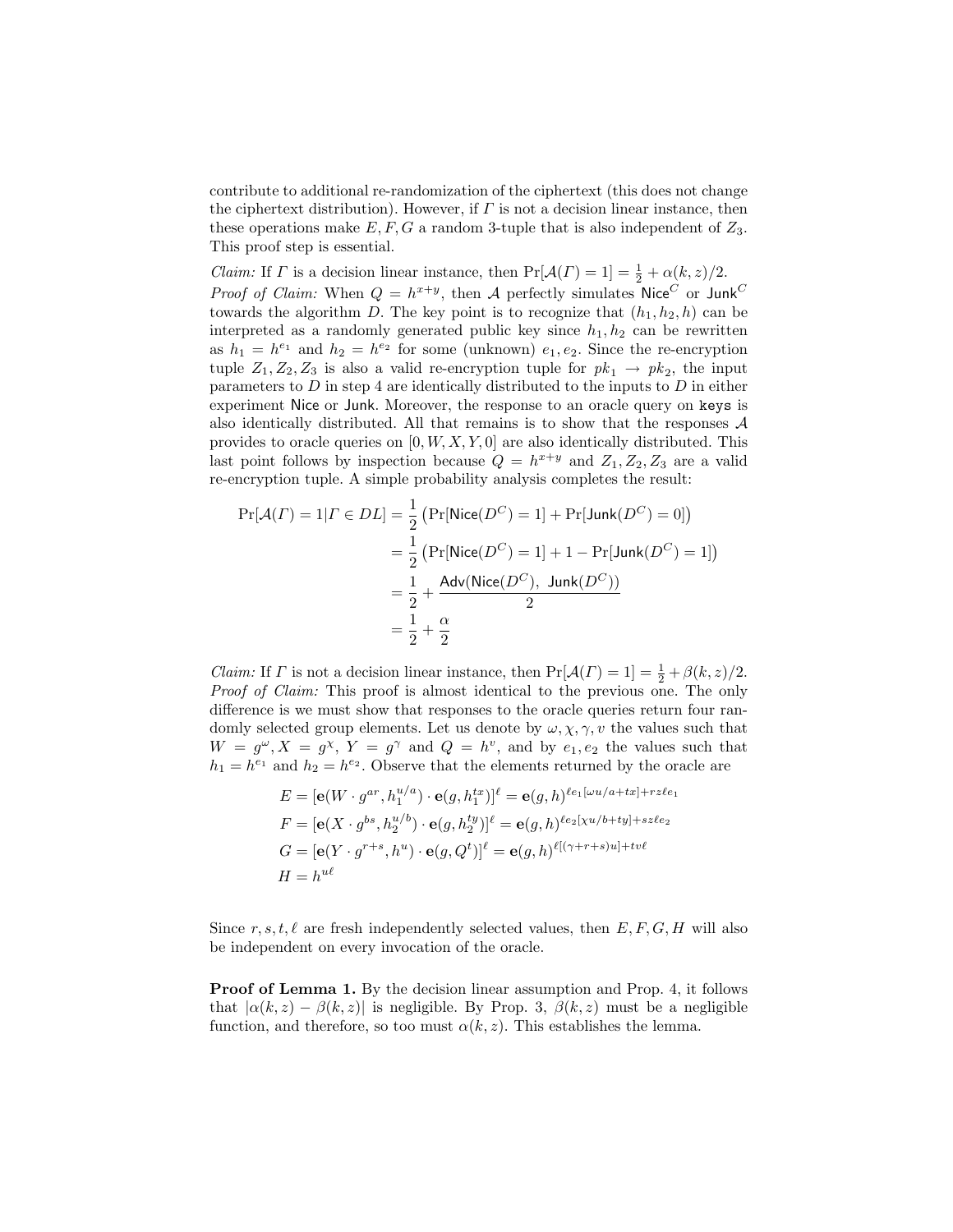contribute to additional re-randomization of the ciphertext (this does not change the ciphertext distribution). However, if $\Gamma$ is not a decision linear instance, then these operations make $E, F, G$ a random 3-tuple that is also independent of $Z_3$. This proof step is essential.

*Claim:* If $\Gamma$ is a decision linear instance, then $\Pr[\mathcal{A}(\Gamma) = 1] = \frac{1}{2} + \alpha(k, z)/2$.
*Proof of Claim:* When $Q = h^{x+y}$, then $\mathcal{A}$ perfectly simulates $\mathsf{Nice}^C$ or $\mathsf{Junk}^C$ towards the algorithm $D$. The key point is to recognize that $(h_1, h_2, h)$ can be interpreted as a randomly generated public key since $h_1, h_2$ can be rewritten as $h_1 = h^{e_1}$ and $h_2 = h^{e_2}$ for some (unknown) $e_1, e_2$. Since the re-encryption tuple $Z_1, Z_2, Z_3$ is also a valid re-encryption tuple for $pk_1 \rightarrow pk_2$, the input parameters to $D$ in step 4 are identically distributed to the inputs to $D$ in either experiment Nice or Junk. Moreover, the response to an oracle query on keys is also identically distributed. All that remains is to show that the responses $\mathcal{A}$ provides to oracle queries on $[0, W, X, Y, 0]$ are also identically distributed. This last point follows by inspection because $Q = h^{x+y}$ and $Z_1, Z_2, Z_3$ are a valid re-encryption tuple. A simple probability analysis completes the result:

$$
\begin{aligned}
\Pr[\mathcal{A}(\Gamma) = 1 | \Gamma \in DL] &= \frac{1}{2}\left(\Pr[\mathsf{Nice}(D^C) = 1] + \Pr[\mathsf{Junk}(D^C) = 0]\right) \\
&= \frac{1}{2}\left(\Pr[\mathsf{Nice}(D^C) = 1] + 1 - \Pr[\mathsf{Junk}(D^C) = 1]\right) \\
&= \frac{1}{2} + \frac{\mathsf{Adv}(\mathsf{Nice}(D^C),\ \mathsf{Junk}(D^C))}{2} \\
&= \frac{1}{2} + \frac{\alpha}{2}
\end{aligned}
$$

*Claim:* If $\Gamma$ is not a decision linear instance, then $\Pr[\mathcal{A}(\Gamma) = 1] = \frac{1}{2} + \beta(k, z)/2$.
*Proof of Claim:* This proof is almost identical to the previous one. The only difference is we must show that responses to the oracle queries return four randomly selected group elements. Let us denote by $\omega, \chi, \gamma, v$ the values such that $W = g^{\omega}, X = g^{\chi}$, $Y = g^{\gamma}$ and $Q = h^{v}$, and by $e_1, e_2$ the values such that $h_1 = h^{e_1}$ and $h_2 = h^{e_2}$. Observe that the elements returned by the oracle are

$$
\begin{aligned}
E &= [\mathbf{e}(W \cdot g^{ar}, h_1^{u/a}) \cdot \mathbf{e}(g, h_1^{tx})]^{\ell} = \mathbf{e}(g, h)^{\ell e_1[\omega u/a + tx] + rz\ell e_1} \\
F &= [\mathbf{e}(X \cdot g^{bs}, h_2^{u/b}) \cdot \mathbf{e}(g, h_2^{ty})]^{\ell} = \mathbf{e}(g, h)^{\ell e_2[\chi u/b + ty] + sz\ell e_2} \\
G &= [\mathbf{e}(Y \cdot g^{r+s}, h^{u}) \cdot \mathbf{e}(g, Q^{t})]^{\ell} = \mathbf{e}(g, h)^{\ell[(\gamma + r + s)u] + tv\ell} \\
H &= h^{u\ell}
\end{aligned}
$$

Since $r, s, t, \ell$ are fresh independently selected values, then $E, F, G, H$ will also be independent on every invocation of the oracle.

**Proof of Lemma 1.** By the decision linear assumption and Prop. 4, it follows that $|\alpha(k, z) - \beta(k, z)|$ is negligible. By Prop. 3, $\beta(k, z)$ must be a negligible function, and therefore, so too must $\alpha(k, z)$. This establishes the lemma.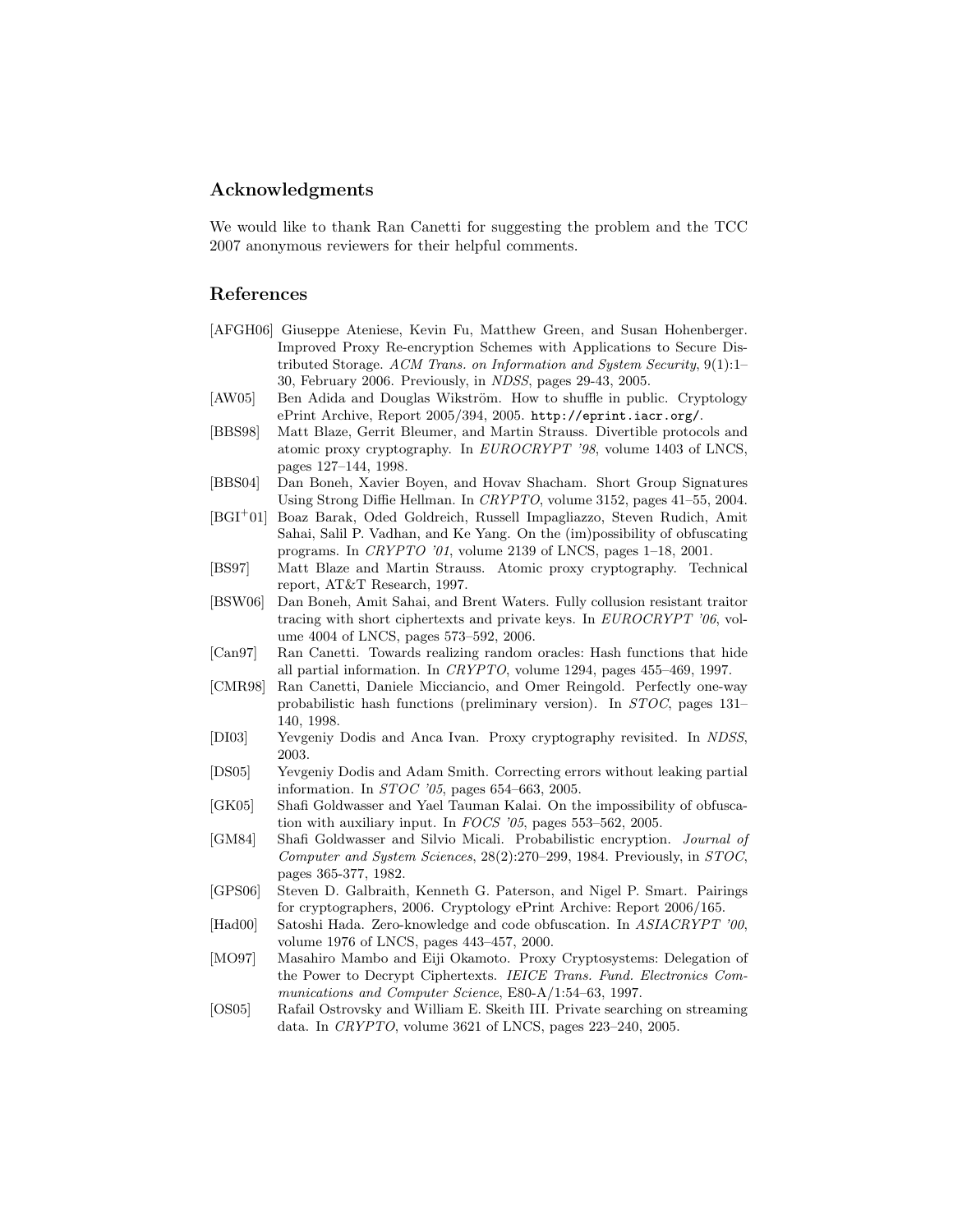## Acknowledgments

We would like to thank Ran Canetti for suggesting the problem and the TCC 2007 anonymous reviewers for their helpful comments.

## References

- [AFGH06] Giuseppe Ateniese, Kevin Fu, Matthew Green, and Susan Hohenberger. Improved Proxy Re-encryption Schemes with Applications to Secure Distributed Storage. *ACM Trans. on Information and System Security*, 9(1):1–30, February 2006. Previously, in *NDSS*, pages 29-43, 2005.
- [AW05] Ben Adida and Douglas Wikström. How to shuffle in public. Cryptology ePrint Archive, Report 2005/394, 2005. `http://eprint.iacr.org/`.
- [BBS98] Matt Blaze, Gerrit Bleumer, and Martin Strauss. Divertible protocols and atomic proxy cryptography. In *EUROCRYPT '98*, volume 1403 of LNCS, pages 127–144, 1998.
- [BBS04] Dan Boneh, Xavier Boyen, and Hovav Shacham. Short Group Signatures Using Strong Diffie Hellman. In *CRYPTO*, volume 3152, pages 41–55, 2004.
- [BGI+01] Boaz Barak, Oded Goldreich, Russell Impagliazzo, Steven Rudich, Amit Sahai, Salil P. Vadhan, and Ke Yang. On the (im)possibility of obfuscating programs. In *CRYPTO '01*, volume 2139 of LNCS, pages 1–18, 2001.
- [BS97] Matt Blaze and Martin Strauss. Atomic proxy cryptography. Technical report, AT&T Research, 1997.
- [BSW06] Dan Boneh, Amit Sahai, and Brent Waters. Fully collusion resistant traitor tracing with short ciphertexts and private keys. In *EUROCRYPT '06*, volume 4004 of LNCS, pages 573–592, 2006.
- [Can97] Ran Canetti. Towards realizing random oracles: Hash functions that hide all partial information. In *CRYPTO*, volume 1294, pages 455–469, 1997.
- [CMR98] Ran Canetti, Daniele Micciancio, and Omer Reingold. Perfectly one-way probabilistic hash functions (preliminary version). In *STOC*, pages 131–140, 1998.
- [DI03] Yevgeniy Dodis and Anca Ivan. Proxy cryptography revisited. In *NDSS*, 2003.
- [DS05] Yevgeniy Dodis and Adam Smith. Correcting errors without leaking partial information. In *STOC '05*, pages 654–663, 2005.
- [GK05] Shafi Goldwasser and Yael Tauman Kalai. On the impossibility of obfuscation with auxiliary input. In *FOCS '05*, pages 553–562, 2005.
- [GM84] Shafi Goldwasser and Silvio Micali. Probabilistic encryption. *Journal of Computer and System Sciences*, 28(2):270–299, 1984. Previously, in *STOC*, pages 365-377, 1982.
- [GPS06] Steven D. Galbraith, Kenneth G. Paterson, and Nigel P. Smart. Pairings for cryptographers, 2006. Cryptology ePrint Archive: Report 2006/165.
- [Had00] Satoshi Hada. Zero-knowledge and code obfuscation. In *ASIACRYPT '00*, volume 1976 of LNCS, pages 443–457, 2000.
- [MO97] Masahiro Mambo and Eiji Okamoto. Proxy Cryptosystems: Delegation of the Power to Decrypt Ciphertexts. *IEICE Trans. Fund. Electronics Communications and Computer Science*, E80-A/1:54–63, 1997.
- [OS05] Rafail Ostrovsky and William E. Skeith III. Private searching on streaming data. In *CRYPTO*, volume 3621 of LNCS, pages 223–240, 2005.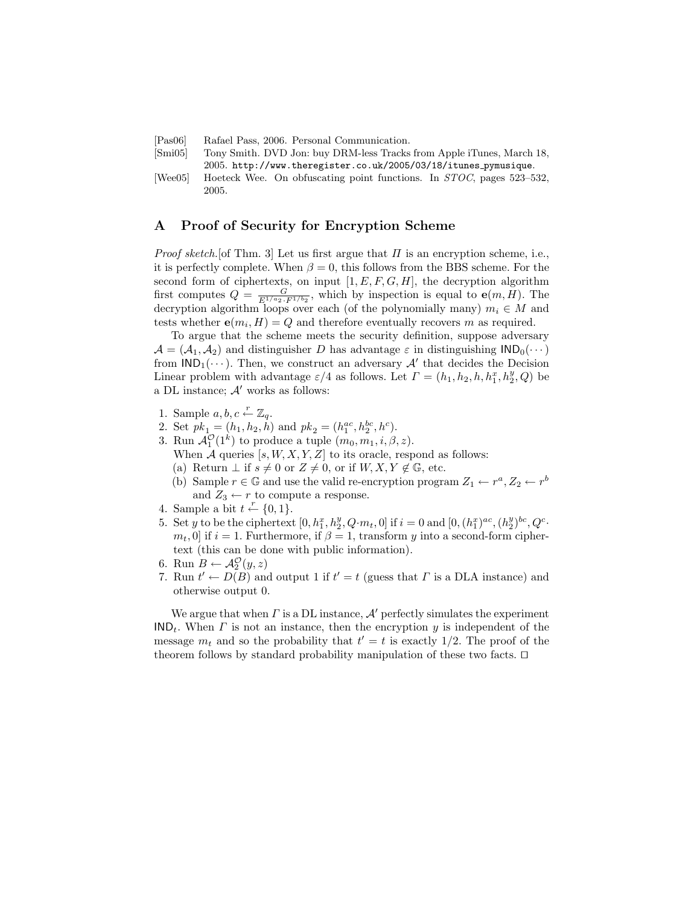[Pas06] Rafael Pass, 2006. Personal Communication.

[Smi05] Tony Smith. DVD Jon: buy DRM-less Tracks from Apple iTunes, March 18, 2005. `http://www.theregister.co.uk/2005/03/18/itunes_pymusique`.

[Wee05] Hoeteck Wee. On obfuscating point functions. In *STOC*, pages 523–532, 2005.

## A Proof of Security for Encryption Scheme

*Proof sketch.*[of Thm. 3] Let us first argue that $\Pi$ is an encryption scheme, i.e., it is perfectly complete. When $\beta = 0$, this follows from the BBS scheme. For the second form of ciphertexts, on input $[1, E, F, G, H]$, the decryption algorithm first computes $Q = \frac{G}{E^{1/a_2} \cdot F^{1/b_2}}$, which by inspection is equal to $\mathbf{e}(m, H)$. The decryption algorithm loops over each (of the polynomially many) $m_i \in M$ and tests whether $\mathbf{e}(m_i, H) = Q$ and therefore eventually recovers $m$ as required.

To argue that the scheme meets the security definition, suppose adversary $\mathcal{A} = (\mathcal{A}_1, \mathcal{A}_2)$ and distinguisher $D$ has advantage $\varepsilon$ in distinguishing $\mathsf{IND}_0(\cdots)$ from $\mathsf{IND}_1(\cdots)$. Then, we construct an adversary $\mathcal{A}'$ that decides the Decision Linear problem with advantage $\varepsilon/4$ as follows. Let $\Gamma = (h_1, h_2, h, h_1^x, h_2^y, Q)$ be a DL instance; $\mathcal{A}'$ works as follows:

1. Sample $a, b, c \xleftarrow{r} \mathbb{Z}_q$.
2. Set $pk_1 = (h_1, h_2, h)$ and $pk_2 = (h_1^{ac}, h_2^{bc}, h^c)$.
3. Run $\mathcal{A}_1^{\mathcal{O}}(1^k)$ to produce a tuple $(m_0, m_1, i, \beta, z)$.
   When $\mathcal{A}$ queries $[s, W, X, Y, Z]$ to its oracle, respond as follows:
   (a) Return $\perp$ if $s \neq 0$ or $Z \neq 0$, or if $W, X, Y \notin \mathbb{G}$, etc.
   (b) Sample $r \in \mathbb{G}$ and use the valid re-encryption program $Z_1 \leftarrow r^a, Z_2 \leftarrow r^b$ and $Z_3 \leftarrow r$ to compute a response.
4. Sample a bit $t \xleftarrow{r} \{0, 1\}$.
5. Set $y$ to be the ciphertext $[0, h_1^x, h_2^y, Q \cdot m_t, 0]$ if $i = 0$ and $[0, (h_1^x)^{ac}, (h_2^y)^{bc}, Q^c \cdot m_t, 0]$ if $i = 1$. Furthermore, if $\beta = 1$, transform $y$ into a second-form ciphertext (this can be done with public information).
6. Run $B \leftarrow \mathcal{A}_2^{\mathcal{O}}(y, z)$
7. Run $t' \leftarrow D(B)$ and output 1 if $t' = t$ (guess that $\Gamma$ is a DLA instance) and otherwise output 0.

We argue that when $\Gamma$ is a DL instance, $\mathcal{A}'$ perfectly simulates the experiment $\mathsf{IND}_t$. When $\Gamma$ is not an instance, then the encryption $y$ is independent of the message $m_t$ and so the probability that $t' = t$ is exactly $1/2$. The proof of the theorem follows by standard probability manipulation of these two facts. □